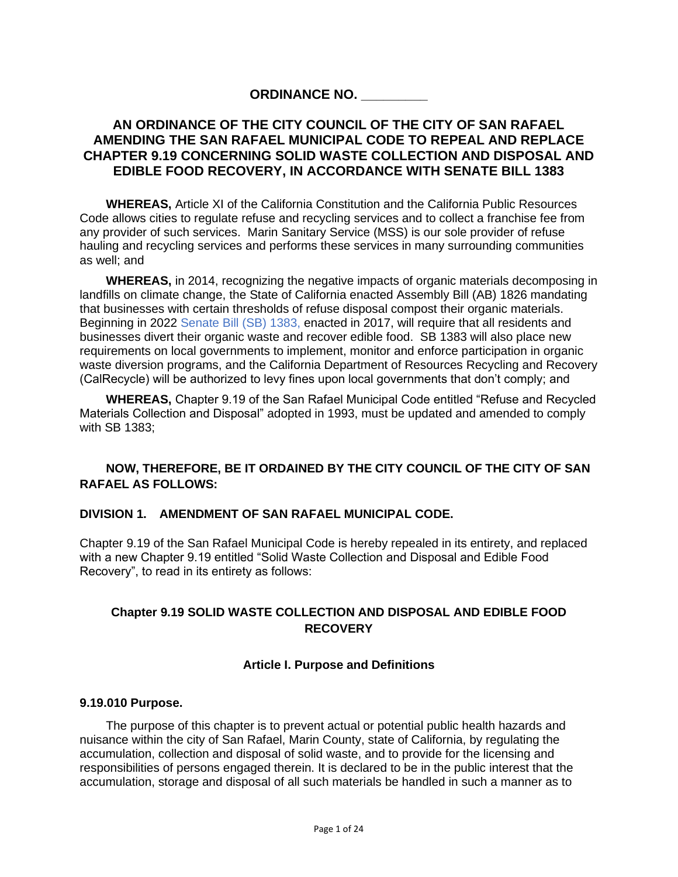# ORDINANCE NO. _________

## AN ORDINANCE OF THE CITY COUNCIL OF THE CITY OF SAN RAFAEL AMENDING THE SAN RAFAEL MUNICIPAL CODE TO REPEAL AND REPLACE CHAPTER 9.19 CONCERNING SOLID WASTE COLLECTION AND DISPOSAL AND EDIBLE FOOD RECOVERY, IN ACCORDANCE WITH SENATE BILL 1383

**WHEREAS,** Article XI of the California Constitution and the California Public Resources Code allows cities to regulate refuse and recycling services and to collect a franchise fee from any provider of such services. Marin Sanitary Service (MSS) is our sole provider of refuse hauling and recycling services and performs these services in many surrounding communities as well; and

**WHEREAS,** in 2014, recognizing the negative impacts of organic materials decomposing in landfills on climate change, the State of California enacted Assembly Bill (AB) 1826 mandating that businesses with certain thresholds of refuse disposal compost their organic materials. Beginning in 2022 Senate Bill (SB) 1383, enacted in 2017, will require that all residents and businesses divert their organic waste and recover edible food. SB 1383 will also place new requirements on local governments to implement, monitor and enforce participation in organic waste diversion programs, and the California Department of Resources Recycling and Recovery (CalRecycle) will be authorized to levy fines upon local governments that don't comply; and

**WHEREAS,** Chapter 9.19 of the San Rafael Municipal Code entitled "Refuse and Recycled Materials Collection and Disposal" adopted in 1993, must be updated and amended to comply with SB 1383;

**NOW, THEREFORE, BE IT ORDAINED BY THE CITY COUNCIL OF THE CITY OF SAN RAFAEL AS FOLLOWS:**

**DIVISION 1. AMENDMENT OF SAN RAFAEL MUNICIPAL CODE.**

Chapter 9.19 of the San Rafael Municipal Code is hereby repealed in its entirety, and replaced with a new Chapter 9.19 entitled "Solid Waste Collection and Disposal and Edible Food Recovery", to read in its entirety as follows:

## Chapter 9.19 SOLID WASTE COLLECTION AND DISPOSAL AND EDIBLE FOOD RECOVERY

### Article I. Purpose and Definitions

**9.19.010 Purpose.**

The purpose of this chapter is to prevent actual or potential public health hazards and nuisance within the city of San Rafael, Marin County, state of California, by regulating the accumulation, collection and disposal of solid waste, and to provide for the licensing and responsibilities of persons engaged therein. It is declared to be in the public interest that the accumulation, storage and disposal of all such materials be handled in such a manner as to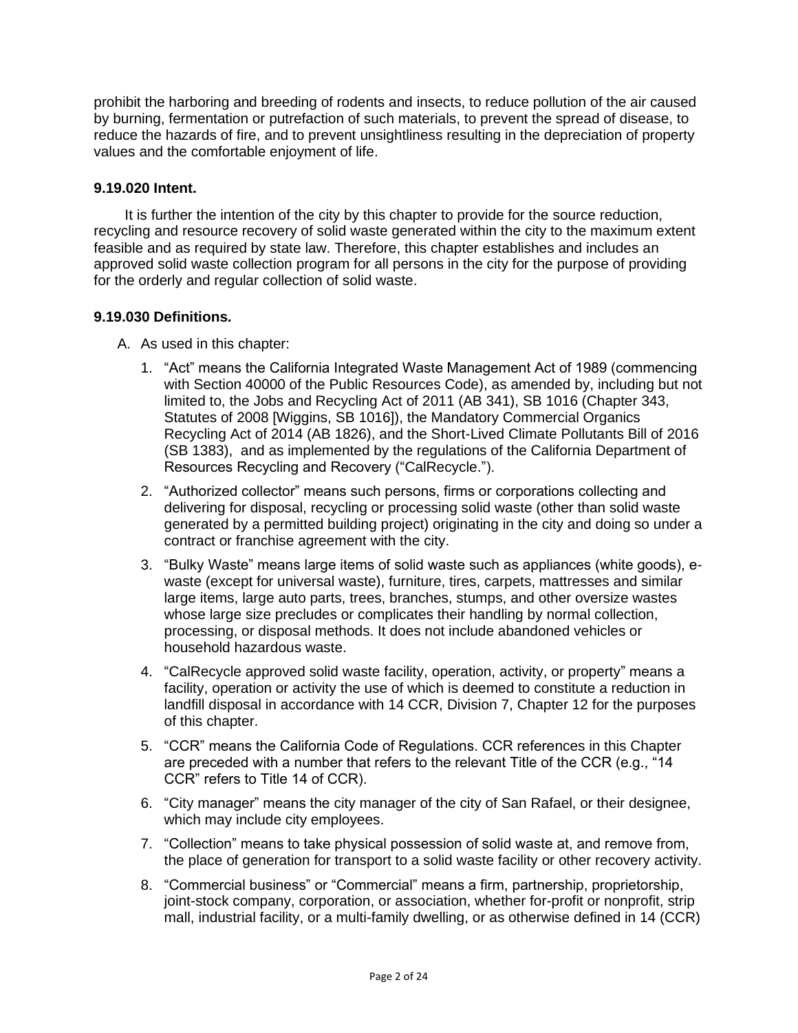prohibit the harboring and breeding of rodents and insects, to reduce pollution of the air caused by burning, fermentation or putrefaction of such materials, to prevent the spread of disease, to reduce the hazards of fire, and to prevent unsightliness resulting in the depreciation of property values and the comfortable enjoyment of life.

**9.19.020 Intent.**

It is further the intention of the city by this chapter to provide for the source reduction, recycling and resource recovery of solid waste generated within the city to the maximum extent feasible and as required by state law. Therefore, this chapter establishes and includes an approved solid waste collection program for all persons in the city for the purpose of providing for the orderly and regular collection of solid waste.

**9.19.030 Definitions.**

A. As used in this chapter:

1. "Act" means the California Integrated Waste Management Act of 1989 (commencing with Section 40000 of the Public Resources Code), as amended by, including but not limited to, the Jobs and Recycling Act of 2011 (AB 341), SB 1016 (Chapter 343, Statutes of 2008 [Wiggins, SB 1016]), the Mandatory Commercial Organics Recycling Act of 2014 (AB 1826), and the Short-Lived Climate Pollutants Bill of 2016 (SB 1383), and as implemented by the regulations of the California Department of Resources Recycling and Recovery ("CalRecycle.").

2. "Authorized collector" means such persons, firms or corporations collecting and delivering for disposal, recycling or processing solid waste (other than solid waste generated by a permitted building project) originating in the city and doing so under a contract or franchise agreement with the city.

3. "Bulky Waste" means large items of solid waste such as appliances (white goods), e-waste (except for universal waste), furniture, tires, carpets, mattresses and similar large items, large auto parts, trees, branches, stumps, and other oversize wastes whose large size precludes or complicates their handling by normal collection, processing, or disposal methods. It does not include abandoned vehicles or household hazardous waste.

4. "CalRecycle approved solid waste facility, operation, activity, or property" means a facility, operation or activity the use of which is deemed to constitute a reduction in landfill disposal in accordance with 14 CCR, Division 7, Chapter 12 for the purposes of this chapter.

5. "CCR" means the California Code of Regulations. CCR references in this Chapter are preceded with a number that refers to the relevant Title of the CCR (e.g., "14 CCR" refers to Title 14 of CCR).

6. "City manager" means the city manager of the city of San Rafael, or their designee, which may include city employees.

7. "Collection" means to take physical possession of solid waste at, and remove from, the place of generation for transport to a solid waste facility or other recovery activity.

8. "Commercial business" or "Commercial" means a firm, partnership, proprietorship, joint-stock company, corporation, or association, whether for-profit or nonprofit, strip mall, industrial facility, or a multi-family dwelling, or as otherwise defined in 14 (CCR)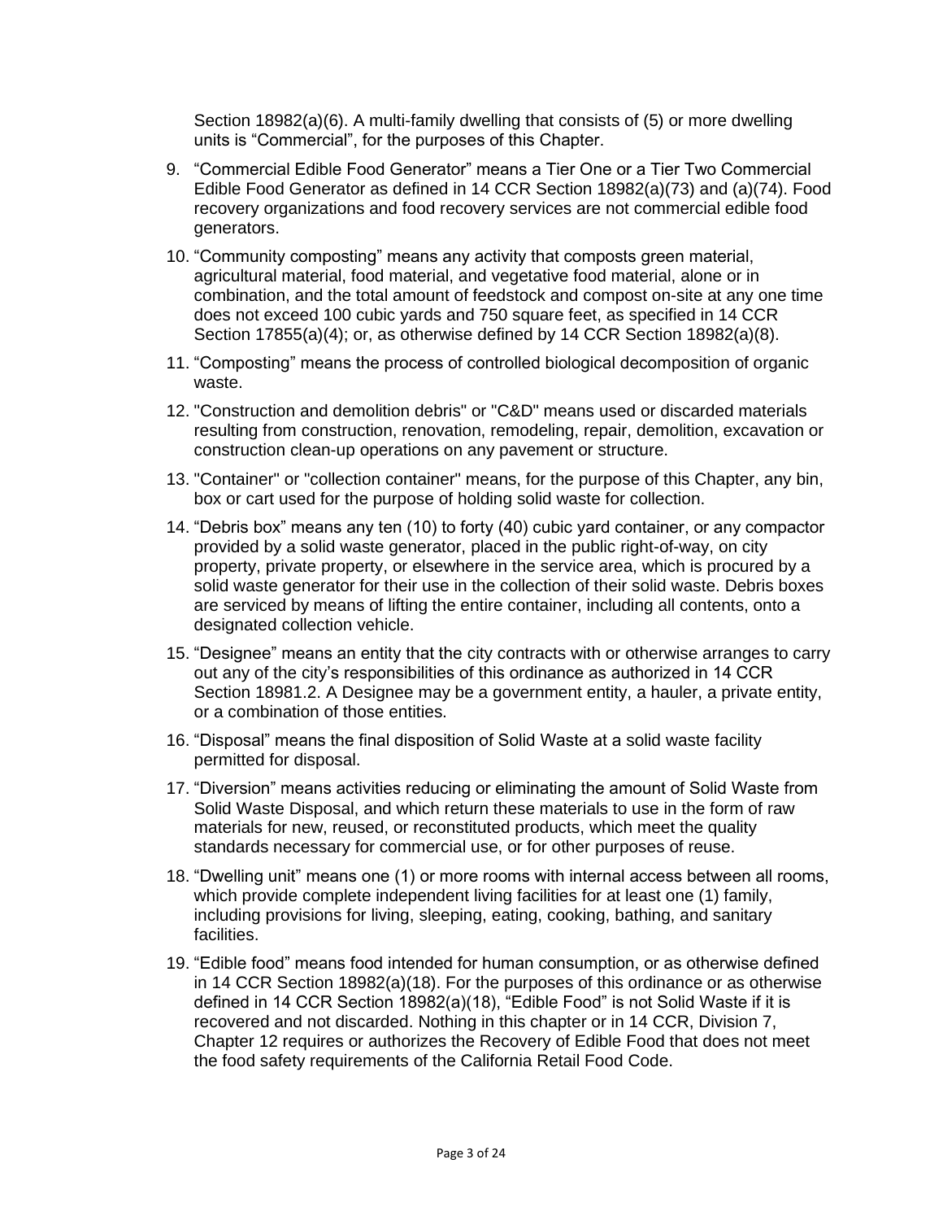Section 18982(a)(6). A multi-family dwelling that consists of (5) or more dwelling units is "Commercial", for the purposes of this Chapter.

9. "Commercial Edible Food Generator" means a Tier One or a Tier Two Commercial Edible Food Generator as defined in 14 CCR Section 18982(a)(73) and (a)(74). Food recovery organizations and food recovery services are not commercial edible food generators.
10. "Community composting" means any activity that composts green material, agricultural material, food material, and vegetative food material, alone or in combination, and the total amount of feedstock and compost on-site at any one time does not exceed 100 cubic yards and 750 square feet, as specified in 14 CCR Section 17855(a)(4); or, as otherwise defined by 14 CCR Section 18982(a)(8).
11. "Composting" means the process of controlled biological decomposition of organic waste.
12. "Construction and demolition debris" or "C&D" means used or discarded materials resulting from construction, renovation, remodeling, repair, demolition, excavation or construction clean-up operations on any pavement or structure.
13. "Container" or "collection container" means, for the purpose of this Chapter, any bin, box or cart used for the purpose of holding solid waste for collection.
14. "Debris box" means any ten (10) to forty (40) cubic yard container, or any compactor provided by a solid waste generator, placed in the public right-of-way, on city property, private property, or elsewhere in the service area, which is procured by a solid waste generator for their use in the collection of their solid waste. Debris boxes are serviced by means of lifting the entire container, including all contents, onto a designated collection vehicle.
15. "Designee" means an entity that the city contracts with or otherwise arranges to carry out any of the city's responsibilities of this ordinance as authorized in 14 CCR Section 18981.2. A Designee may be a government entity, a hauler, a private entity, or a combination of those entities.
16. "Disposal" means the final disposition of Solid Waste at a solid waste facility permitted for disposal.
17. "Diversion" means activities reducing or eliminating the amount of Solid Waste from Solid Waste Disposal, and which return these materials to use in the form of raw materials for new, reused, or reconstituted products, which meet the quality standards necessary for commercial use, or for other purposes of reuse.
18. "Dwelling unit" means one (1) or more rooms with internal access between all rooms, which provide complete independent living facilities for at least one (1) family, including provisions for living, sleeping, eating, cooking, bathing, and sanitary facilities.
19. "Edible food" means food intended for human consumption, or as otherwise defined in 14 CCR Section 18982(a)(18). For the purposes of this ordinance or as otherwise defined in 14 CCR Section 18982(a)(18), "Edible Food" is not Solid Waste if it is recovered and not discarded. Nothing in this chapter or in 14 CCR, Division 7, Chapter 12 requires or authorizes the Recovery of Edible Food that does not meet the food safety requirements of the California Retail Food Code.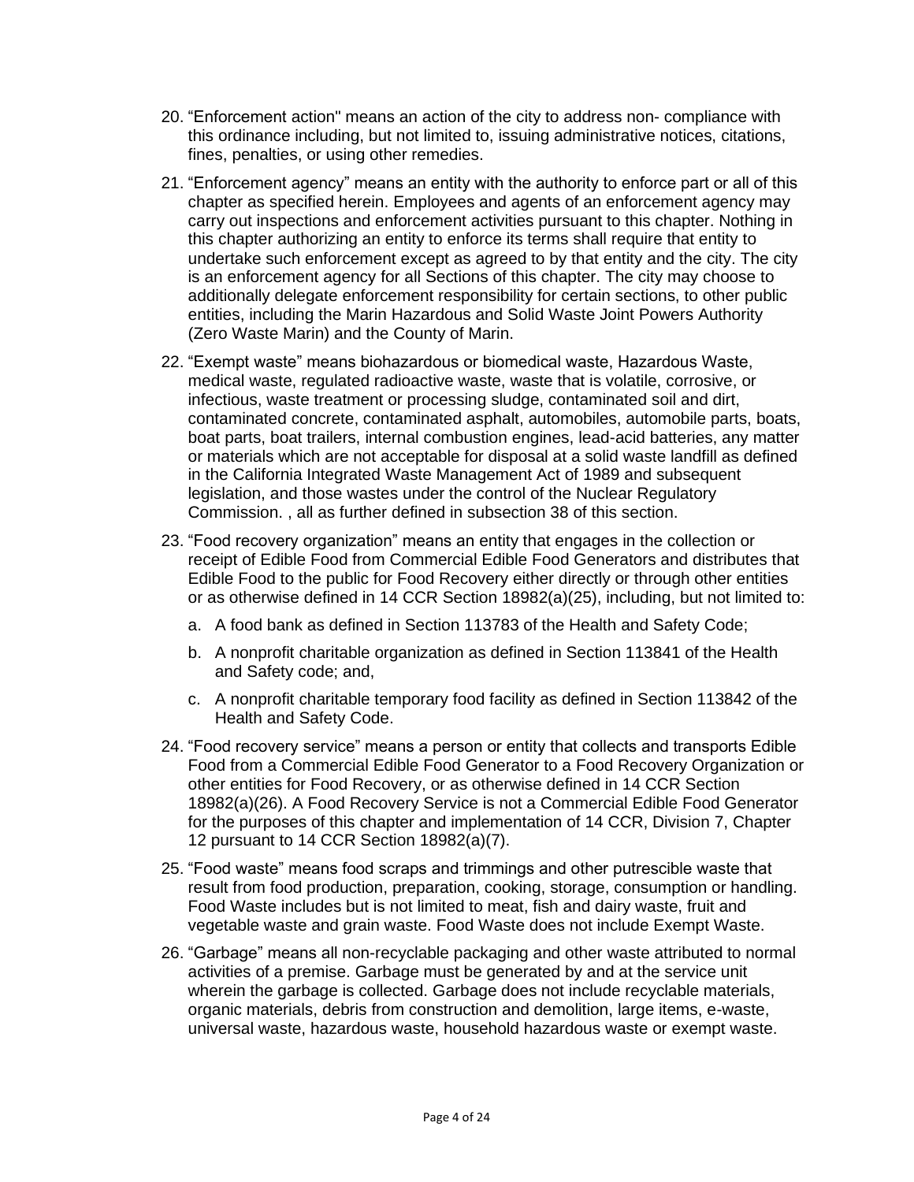20. “Enforcement action" means an action of the city to address non- compliance with this ordinance including, but not limited to, issuing administrative notices, citations, fines, penalties, or using other remedies.

21. “Enforcement agency” means an entity with the authority to enforce part or all of this chapter as specified herein. Employees and agents of an enforcement agency may carry out inspections and enforcement activities pursuant to this chapter. Nothing in this chapter authorizing an entity to enforce its terms shall require that entity to undertake such enforcement except as agreed to by that entity and the city. The city is an enforcement agency for all Sections of this chapter. The city may choose to additionally delegate enforcement responsibility for certain sections, to other public entities, including the Marin Hazardous and Solid Waste Joint Powers Authority (Zero Waste Marin) and the County of Marin.

22. “Exempt waste” means biohazardous or biomedical waste, Hazardous Waste, medical waste, regulated radioactive waste, waste that is volatile, corrosive, or infectious, waste treatment or processing sludge, contaminated soil and dirt, contaminated concrete, contaminated asphalt, automobiles, automobile parts, boats, boat parts, boat trailers, internal combustion engines, lead-acid batteries, any matter or materials which are not acceptable for disposal at a solid waste landfill as defined in the California Integrated Waste Management Act of 1989 and subsequent legislation, and those wastes under the control of the Nuclear Regulatory Commission. , all as further defined in subsection 38 of this section.

23. “Food recovery organization” means an entity that engages in the collection or receipt of Edible Food from Commercial Edible Food Generators and distributes that Edible Food to the public for Food Recovery either directly or through other entities or as otherwise defined in 14 CCR Section 18982(a)(25), including, but not limited to:

    a. A food bank as defined in Section 113783 of the Health and Safety Code;

    b. A nonprofit charitable organization as defined in Section 113841 of the Health and Safety code; and,

    c. A nonprofit charitable temporary food facility as defined in Section 113842 of the Health and Safety Code.

24. “Food recovery service” means a person or entity that collects and transports Edible Food from a Commercial Edible Food Generator to a Food Recovery Organization or other entities for Food Recovery, or as otherwise defined in 14 CCR Section 18982(a)(26). A Food Recovery Service is not a Commercial Edible Food Generator for the purposes of this chapter and implementation of 14 CCR, Division 7, Chapter 12 pursuant to 14 CCR Section 18982(a)(7).

25. “Food waste” means food scraps and trimmings and other putrescible waste that result from food production, preparation, cooking, storage, consumption or handling. Food Waste includes but is not limited to meat, fish and dairy waste, fruit and vegetable waste and grain waste. Food Waste does not include Exempt Waste.

26. “Garbage” means all non-recyclable packaging and other waste attributed to normal activities of a premise. Garbage must be generated by and at the service unit wherein the garbage is collected. Garbage does not include recyclable materials, organic materials, debris from construction and demolition, large items, e-waste, universal waste, hazardous waste, household hazardous waste or exempt waste.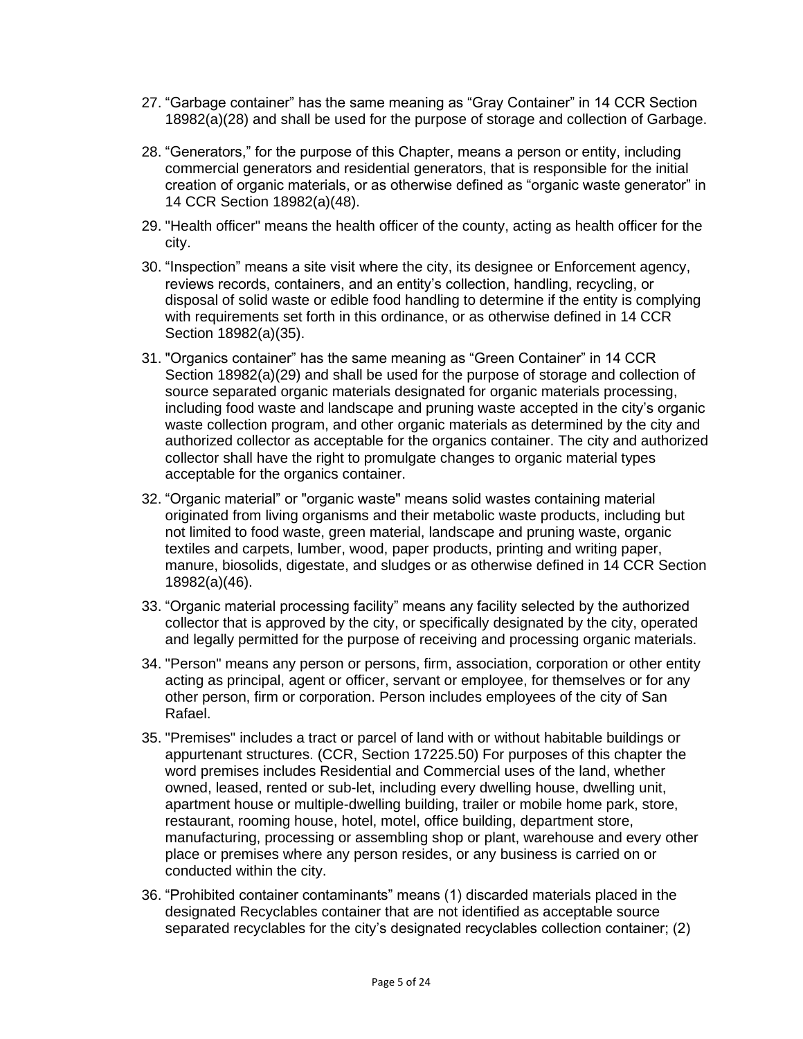27. “Garbage container” has the same meaning as “Gray Container” in 14 CCR Section 18982(a)(28) and shall be used for the purpose of storage and collection of Garbage.

28. “Generators,” for the purpose of this Chapter, means a person or entity, including commercial generators and residential generators, that is responsible for the initial creation of organic materials, or as otherwise defined as “organic waste generator” in 14 CCR Section 18982(a)(48).

29. "Health officer" means the health officer of the county, acting as health officer for the city.

30. “Inspection” means a site visit where the city, its designee or Enforcement agency, reviews records, containers, and an entity’s collection, handling, recycling, or disposal of solid waste or edible food handling to determine if the entity is complying with requirements set forth in this ordinance, or as otherwise defined in 14 CCR Section 18982(a)(35).

31. "Organics container” has the same meaning as “Green Container” in 14 CCR Section 18982(a)(29) and shall be used for the purpose of storage and collection of source separated organic materials designated for organic materials processing, including food waste and landscape and pruning waste accepted in the city’s organic waste collection program, and other organic materials as determined by the city and authorized collector as acceptable for the organics container. The city and authorized collector shall have the right to promulgate changes to organic material types acceptable for the organics container.

32. “Organic material” or "organic waste" means solid wastes containing material originated from living organisms and their metabolic waste products, including but not limited to food waste, green material, landscape and pruning waste, organic textiles and carpets, lumber, wood, paper products, printing and writing paper, manure, biosolids, digestate, and sludges or as otherwise defined in 14 CCR Section 18982(a)(46).

33. “Organic material processing facility” means any facility selected by the authorized collector that is approved by the city, or specifically designated by the city, operated and legally permitted for the purpose of receiving and processing organic materials.

34. "Person" means any person or persons, firm, association, corporation or other entity acting as principal, agent or officer, servant or employee, for themselves or for any other person, firm or corporation. Person includes employees of the city of San Rafael.

35. "Premises" includes a tract or parcel of land with or without habitable buildings or appurtenant structures. (CCR, Section 17225.50) For purposes of this chapter the word premises includes Residential and Commercial uses of the land, whether owned, leased, rented or sub-let, including every dwelling house, dwelling unit, apartment house or multiple-dwelling building, trailer or mobile home park, store, restaurant, rooming house, hotel, motel, office building, department store, manufacturing, processing or assembling shop or plant, warehouse and every other place or premises where any person resides, or any business is carried on or conducted within the city.

36. “Prohibited container contaminants” means (1) discarded materials placed in the designated Recyclables container that are not identified as acceptable source separated recyclables for the city’s designated recyclables collection container; (2)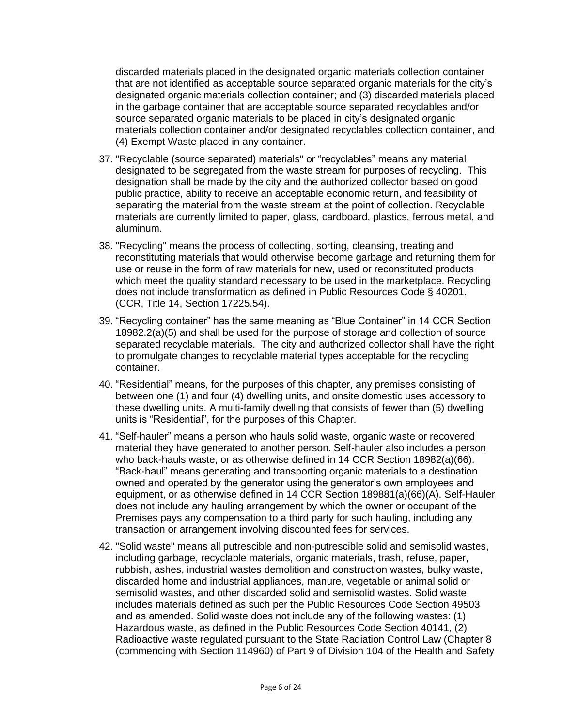discarded materials placed in the designated organic materials collection container that are not identified as acceptable source separated organic materials for the city's designated organic materials collection container; and (3) discarded materials placed in the garbage container that are acceptable source separated recyclables and/or source separated organic materials to be placed in city's designated organic materials collection container and/or designated recyclables collection container, and (4) Exempt Waste placed in any container.

37. "Recyclable (source separated) materials" or "recyclables" means any material designated to be segregated from the waste stream for purposes of recycling. This designation shall be made by the city and the authorized collector based on good public practice, ability to receive an acceptable economic return, and feasibility of separating the material from the waste stream at the point of collection. Recyclable materials are currently limited to paper, glass, cardboard, plastics, ferrous metal, and aluminum.

38. "Recycling" means the process of collecting, sorting, cleansing, treating and reconstituting materials that would otherwise become garbage and returning them for use or reuse in the form of raw materials for new, used or reconstituted products which meet the quality standard necessary to be used in the marketplace. Recycling does not include transformation as defined in Public Resources Code § 40201. (CCR, Title 14, Section 17225.54).

39. "Recycling container" has the same meaning as "Blue Container" in 14 CCR Section 18982.2(a)(5) and shall be used for the purpose of storage and collection of source separated recyclable materials. The city and authorized collector shall have the right to promulgate changes to recyclable material types acceptable for the recycling container.

40. "Residential" means, for the purposes of this chapter, any premises consisting of between one (1) and four (4) dwelling units, and onsite domestic uses accessory to these dwelling units. A multi-family dwelling that consists of fewer than (5) dwelling units is "Residential", for the purposes of this Chapter.

41. "Self-hauler" means a person who hauls solid waste, organic waste or recovered material they have generated to another person. Self-hauler also includes a person who back-hauls waste, or as otherwise defined in 14 CCR Section 18982(a)(66). "Back-haul" means generating and transporting organic materials to a destination owned and operated by the generator using the generator's own employees and equipment, or as otherwise defined in 14 CCR Section 189881(a)(66)(A). Self-Hauler does not include any hauling arrangement by which the owner or occupant of the Premises pays any compensation to a third party for such hauling, including any transaction or arrangement involving discounted fees for services.

42. "Solid waste" means all putrescible and non-putrescible solid and semisolid wastes, including garbage, recyclable materials, organic materials, trash, refuse, paper, rubbish, ashes, industrial wastes demolition and construction wastes, bulky waste, discarded home and industrial appliances, manure, vegetable or animal solid or semisolid wastes, and other discarded solid and semisolid wastes. Solid waste includes materials defined as such per the Public Resources Code Section 49503 and as amended. Solid waste does not include any of the following wastes: (1) Hazardous waste, as defined in the Public Resources Code Section 40141, (2) Radioactive waste regulated pursuant to the State Radiation Control Law (Chapter 8 (commencing with Section 114960) of Part 9 of Division 104 of the Health and Safety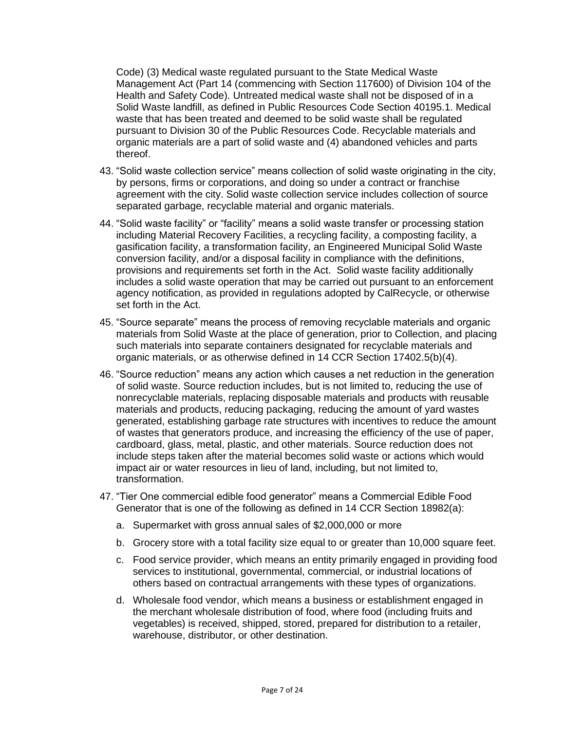Code) (3) Medical waste regulated pursuant to the State Medical Waste Management Act (Part 14 (commencing with Section 117600) of Division 104 of the Health and Safety Code). Untreated medical waste shall not be disposed of in a Solid Waste landfill, as defined in Public Resources Code Section 40195.1. Medical waste that has been treated and deemed to be solid waste shall be regulated pursuant to Division 30 of the Public Resources Code. Recyclable materials and organic materials are a part of solid waste and (4) abandoned vehicles and parts thereof.

43. "Solid waste collection service" means collection of solid waste originating in the city, by persons, firms or corporations, and doing so under a contract or franchise agreement with the city. Solid waste collection service includes collection of source separated garbage, recyclable material and organic materials.

44. "Solid waste facility" or "facility" means a solid waste transfer or processing station including Material Recovery Facilities, a recycling facility, a composting facility, a gasification facility, a transformation facility, an Engineered Municipal Solid Waste conversion facility, and/or a disposal facility in compliance with the definitions, provisions and requirements set forth in the Act. Solid waste facility additionally includes a solid waste operation that may be carried out pursuant to an enforcement agency notification, as provided in regulations adopted by CalRecycle, or otherwise set forth in the Act.

45. "Source separate" means the process of removing recyclable materials and organic materials from Solid Waste at the place of generation, prior to Collection, and placing such materials into separate containers designated for recyclable materials and organic materials, or as otherwise defined in 14 CCR Section 17402.5(b)(4).

46. "Source reduction" means any action which causes a net reduction in the generation of solid waste. Source reduction includes, but is not limited to, reducing the use of nonrecyclable materials, replacing disposable materials and products with reusable materials and products, reducing packaging, reducing the amount of yard wastes generated, establishing garbage rate structures with incentives to reduce the amount of wastes that generators produce, and increasing the efficiency of the use of paper, cardboard, glass, metal, plastic, and other materials. Source reduction does not include steps taken after the material becomes solid waste or actions which would impact air or water resources in lieu of land, including, but not limited to, transformation.

47. "Tier One commercial edible food generator" means a Commercial Edible Food Generator that is one of the following as defined in 14 CCR Section 18982(a):
    a. Supermarket with gross annual sales of $2,000,000 or more
    b. Grocery store with a total facility size equal to or greater than 10,000 square feet.
    c. Food service provider, which means an entity primarily engaged in providing food services to institutional, governmental, commercial, or industrial locations of others based on contractual arrangements with these types of organizations.
    d. Wholesale food vendor, which means a business or establishment engaged in the merchant wholesale distribution of food, where food (including fruits and vegetables) is received, shipped, stored, prepared for distribution to a retailer, warehouse, distributor, or other destination.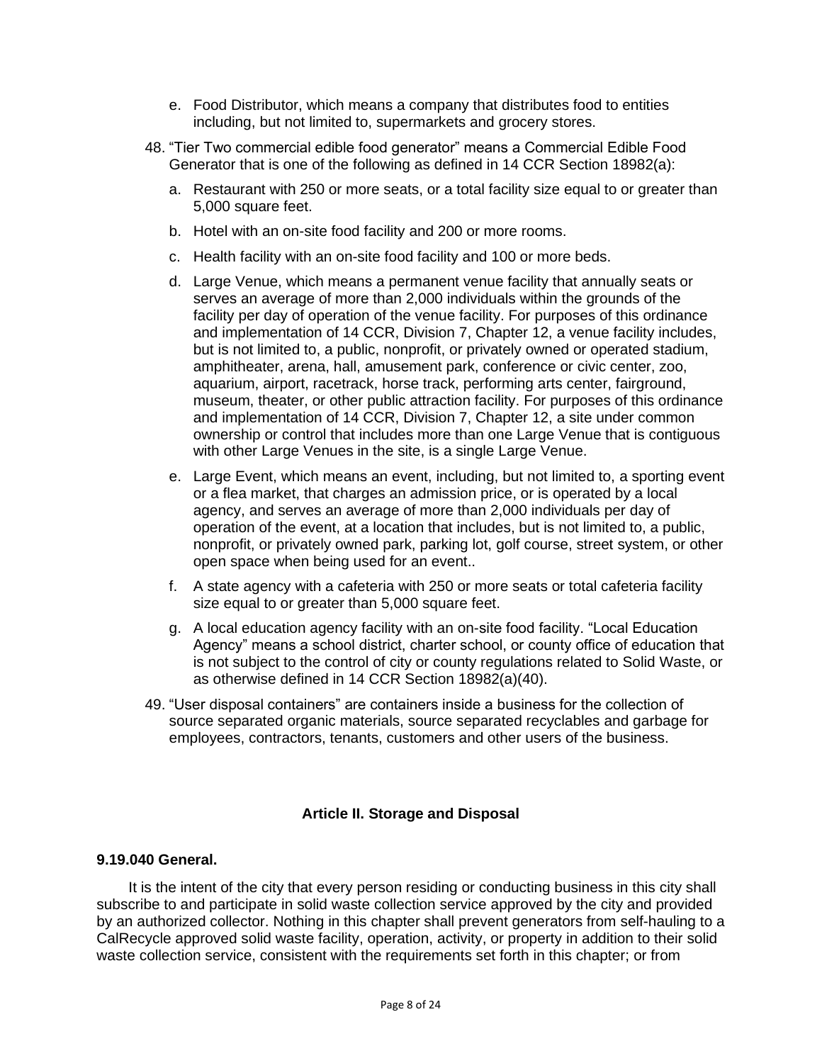e. Food Distributor, which means a company that distributes food to entities including, but not limited to, supermarkets and grocery stores.

48. "Tier Two commercial edible food generator" means a Commercial Edible Food Generator that is one of the following as defined in 14 CCR Section 18982(a):

   a. Restaurant with 250 or more seats, or a total facility size equal to or greater than 5,000 square feet.

   b. Hotel with an on-site food facility and 200 or more rooms.

   c. Health facility with an on-site food facility and 100 or more beds.

   d. Large Venue, which means a permanent venue facility that annually seats or serves an average of more than 2,000 individuals within the grounds of the facility per day of operation of the venue facility. For purposes of this ordinance and implementation of 14 CCR, Division 7, Chapter 12, a venue facility includes, but is not limited to, a public, nonprofit, or privately owned or operated stadium, amphitheater, arena, hall, amusement park, conference or civic center, zoo, aquarium, airport, racetrack, horse track, performing arts center, fairground, museum, theater, or other public attraction facility. For purposes of this ordinance and implementation of 14 CCR, Division 7, Chapter 12, a site under common ownership or control that includes more than one Large Venue that is contiguous with other Large Venues in the site, is a single Large Venue.

   e. Large Event, which means an event, including, but not limited to, a sporting event or a flea market, that charges an admission price, or is operated by a local agency, and serves an average of more than 2,000 individuals per day of operation of the event, at a location that includes, but is not limited to, a public, nonprofit, or privately owned park, parking lot, golf course, street system, or other open space when being used for an event..

   f. A state agency with a cafeteria with 250 or more seats or total cafeteria facility size equal to or greater than 5,000 square feet.

   g. A local education agency facility with an on-site food facility. "Local Education Agency" means a school district, charter school, or county office of education that is not subject to the control of city or county regulations related to Solid Waste, or as otherwise defined in 14 CCR Section 18982(a)(40).

49. "User disposal containers" are containers inside a business for the collection of source separated organic materials, source separated recyclables and garbage for employees, contractors, tenants, customers and other users of the business.

## Article II. Storage and Disposal

### 9.19.040 General.

It is the intent of the city that every person residing or conducting business in this city shall subscribe to and participate in solid waste collection service approved by the city and provided by an authorized collector. Nothing in this chapter shall prevent generators from self-hauling to a CalRecycle approved solid waste facility, operation, activity, or property in addition to their solid waste collection service, consistent with the requirements set forth in this chapter; or from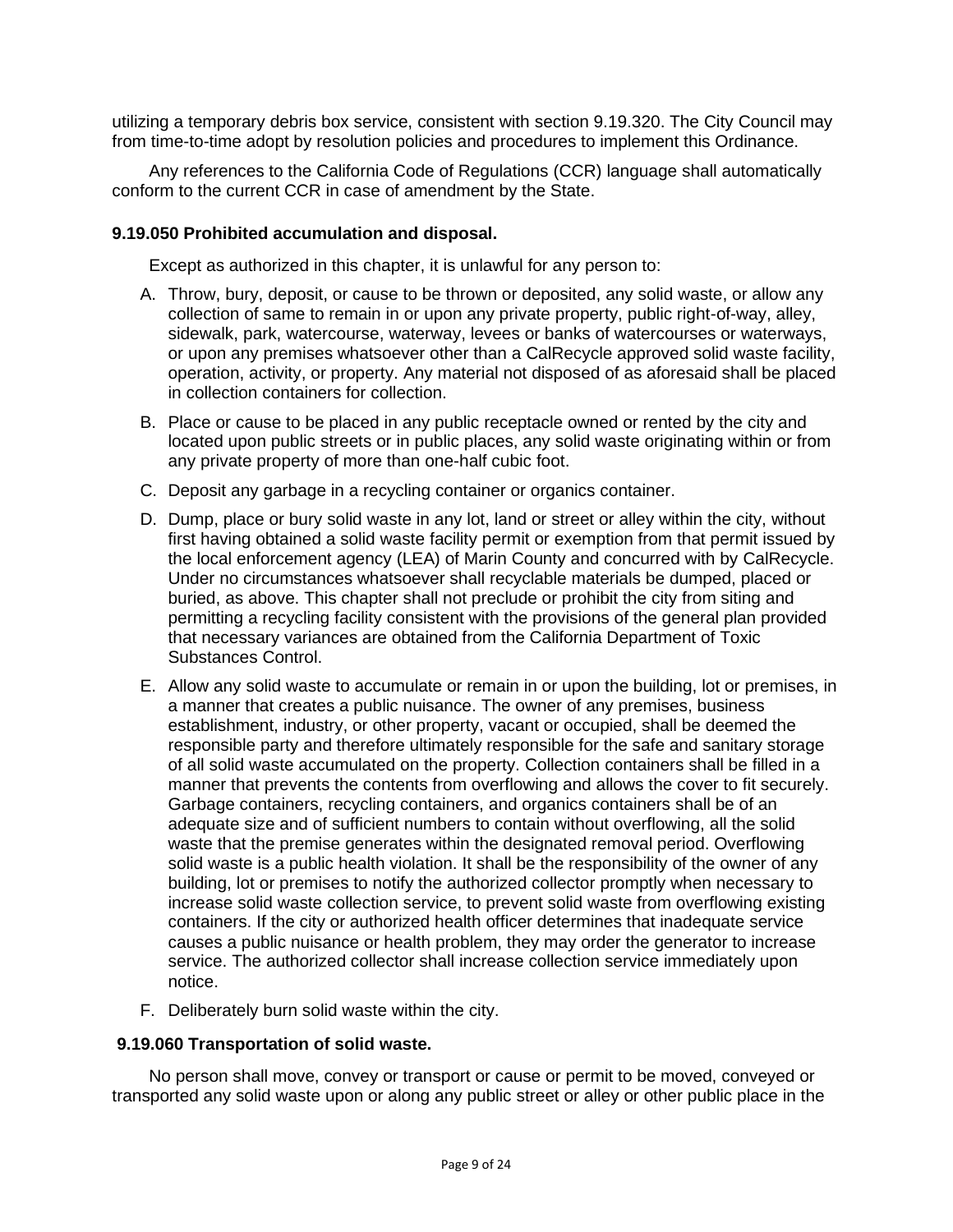utilizing a temporary debris box service, consistent with section 9.19.320. The City Council may from time-to-time adopt by resolution policies and procedures to implement this Ordinance.

Any references to the California Code of Regulations (CCR) language shall automatically conform to the current CCR in case of amendment by the State.

**9.19.050 Prohibited accumulation and disposal.**

Except as authorized in this chapter, it is unlawful for any person to:

A. Throw, bury, deposit, or cause to be thrown or deposited, any solid waste, or allow any collection of same to remain in or upon any private property, public right-of-way, alley, sidewalk, park, watercourse, waterway, levees or banks of watercourses or waterways, or upon any premises whatsoever other than a CalRecycle approved solid waste facility, operation, activity, or property. Any material not disposed of as aforesaid shall be placed in collection containers for collection.

B. Place or cause to be placed in any public receptacle owned or rented by the city and located upon public streets or in public places, any solid waste originating within or from any private property of more than one-half cubic foot.

C. Deposit any garbage in a recycling container or organics container.

D. Dump, place or bury solid waste in any lot, land or street or alley within the city, without first having obtained a solid waste facility permit or exemption from that permit issued by the local enforcement agency (LEA) of Marin County and concurred with by CalRecycle. Under no circumstances whatsoever shall recyclable materials be dumped, placed or buried, as above. This chapter shall not preclude or prohibit the city from siting and permitting a recycling facility consistent with the provisions of the general plan provided that necessary variances are obtained from the California Department of Toxic Substances Control.

E. Allow any solid waste to accumulate or remain in or upon the building, lot or premises, in a manner that creates a public nuisance. The owner of any premises, business establishment, industry, or other property, vacant or occupied, shall be deemed the responsible party and therefore ultimately responsible for the safe and sanitary storage of all solid waste accumulated on the property. Collection containers shall be filled in a manner that prevents the contents from overflowing and allows the cover to fit securely. Garbage containers, recycling containers, and organics containers shall be of an adequate size and of sufficient numbers to contain without overflowing, all the solid waste that the premise generates within the designated removal period. Overflowing solid waste is a public health violation. It shall be the responsibility of the owner of any building, lot or premises to notify the authorized collector promptly when necessary to increase solid waste collection service, to prevent solid waste from overflowing existing containers. If the city or authorized health officer determines that inadequate service causes a public nuisance or health problem, they may order the generator to increase service. The authorized collector shall increase collection service immediately upon notice.

F. Deliberately burn solid waste within the city.

**9.19.060 Transportation of solid waste.**

No person shall move, convey or transport or cause or permit to be moved, conveyed or transported any solid waste upon or along any public street or alley or other public place in the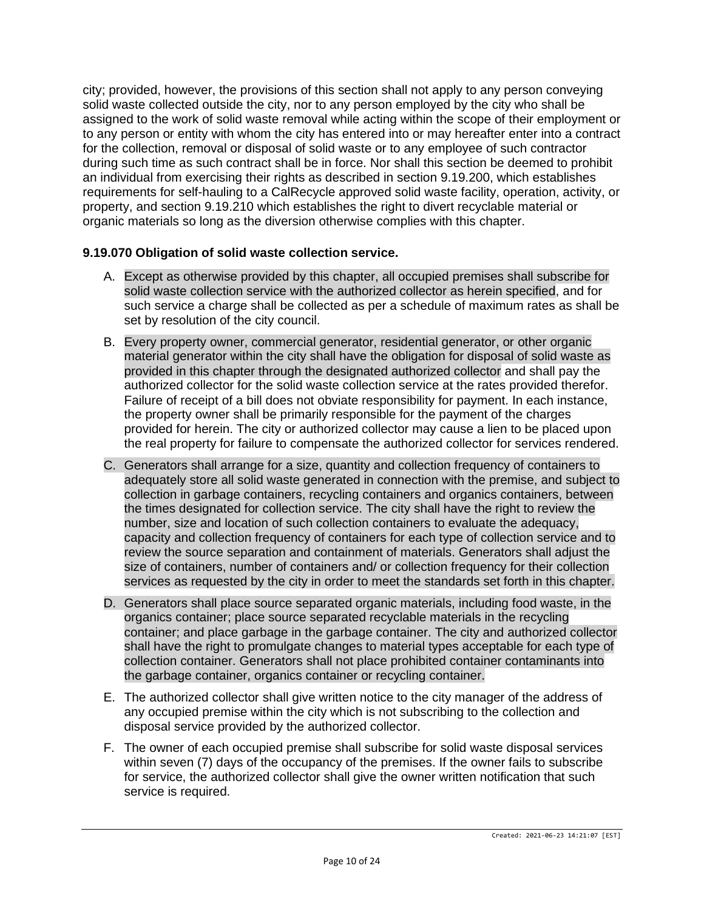city; provided, however, the provisions of this section shall not apply to any person conveying solid waste collected outside the city, nor to any person employed by the city who shall be assigned to the work of solid waste removal while acting within the scope of their employment or to any person or entity with whom the city has entered into or may hereafter enter into a contract for the collection, removal or disposal of solid waste or to any employee of such contractor during such time as such contract shall be in force. Nor shall this section be deemed to prohibit an individual from exercising their rights as described in section 9.19.200, which establishes requirements for self-hauling to a CalRecycle approved solid waste facility, operation, activity, or property, and section 9.19.210 which establishes the right to divert recyclable material or organic materials so long as the diversion otherwise complies with this chapter.

**9.19.070 Obligation of solid waste collection service.**

A. Except as otherwise provided by this chapter, all occupied premises shall subscribe for solid waste collection service with the authorized collector as herein specified, and for such service a charge shall be collected as per a schedule of maximum rates as shall be set by resolution of the city council.

B. Every property owner, commercial generator, residential generator, or other organic material generator within the city shall have the obligation for disposal of solid waste as provided in this chapter through the designated authorized collector and shall pay the authorized collector for the solid waste collection service at the rates provided therefor. Failure of receipt of a bill does not obviate responsibility for payment. In each instance, the property owner shall be primarily responsible for the payment of the charges provided for herein. The city or authorized collector may cause a lien to be placed upon the real property for failure to compensate the authorized collector for services rendered.

C. Generators shall arrange for a size, quantity and collection frequency of containers to adequately store all solid waste generated in connection with the premise, and subject to collection in garbage containers, recycling containers and organics containers, between the times designated for collection service. The city shall have the right to review the number, size and location of such collection containers to evaluate the adequacy, capacity and collection frequency of containers for each type of collection service and to review the source separation and containment of materials. Generators shall adjust the size of containers, number of containers and/ or collection frequency for their collection services as requested by the city in order to meet the standards set forth in this chapter.

D. Generators shall place source separated organic materials, including food waste, in the organics container; place source separated recyclable materials in the recycling container; and place garbage in the garbage container. The city and authorized collector shall have the right to promulgate changes to material types acceptable for each type of collection container. Generators shall not place prohibited container contaminants into the garbage container, organics container or recycling container.

E. The authorized collector shall give written notice to the city manager of the address of any occupied premise within the city which is not subscribing to the collection and disposal service provided by the authorized collector.

F. The owner of each occupied premise shall subscribe for solid waste disposal services within seven (7) days of the occupancy of the premises. If the owner fails to subscribe for service, the authorized collector shall give the owner written notification that such service is required.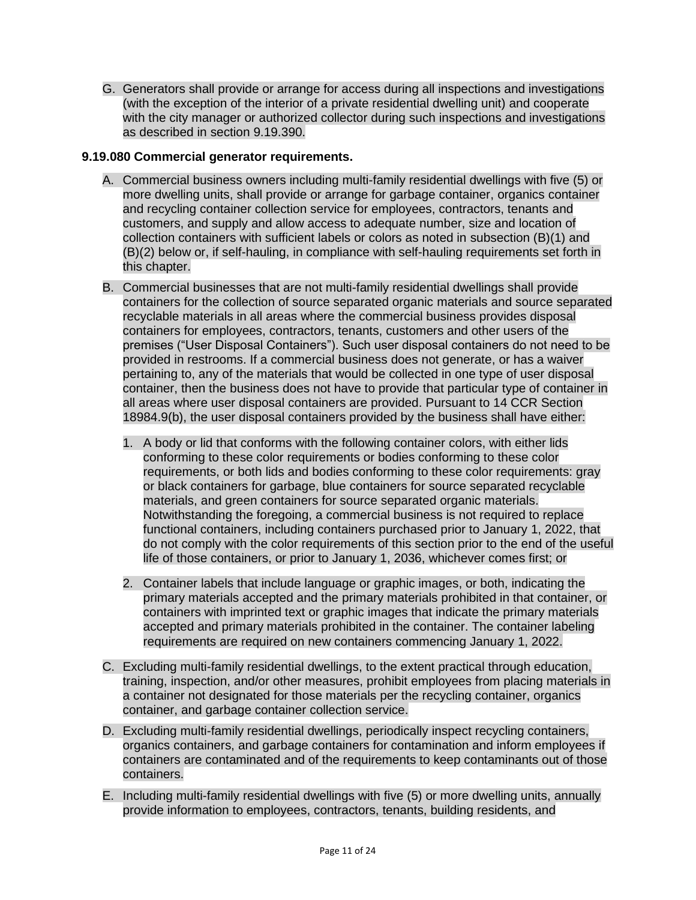G. Generators shall provide or arrange for access during all inspections and investigations (with the exception of the interior of a private residential dwelling unit) and cooperate with the city manager or authorized collector during such inspections and investigations as described in section 9.19.390.

**9.19.080 Commercial generator requirements.**

A. Commercial business owners including multi-family residential dwellings with five (5) or more dwelling units, shall provide or arrange for garbage container, organics container and recycling container collection service for employees, contractors, tenants and customers, and supply and allow access to adequate number, size and location of collection containers with sufficient labels or colors as noted in subsection (B)(1) and (B)(2) below or, if self-hauling, in compliance with self-hauling requirements set forth in this chapter.

B. Commercial businesses that are not multi-family residential dwellings shall provide containers for the collection of source separated organic materials and source separated recyclable materials in all areas where the commercial business provides disposal containers for employees, contractors, tenants, customers and other users of the premises ("User Disposal Containers"). Such user disposal containers do not need to be provided in restrooms. If a commercial business does not generate, or has a waiver pertaining to, any of the materials that would be collected in one type of user disposal container, then the business does not have to provide that particular type of container in all areas where user disposal containers are provided. Pursuant to 14 CCR Section 18984.9(b), the user disposal containers provided by the business shall have either:

   1. A body or lid that conforms with the following container colors, with either lids conforming to these color requirements or bodies conforming to these color requirements, or both lids and bodies conforming to these color requirements: gray or black containers for garbage, blue containers for source separated recyclable materials, and green containers for source separated organic materials. Notwithstanding the foregoing, a commercial business is not required to replace functional containers, including containers purchased prior to January 1, 2022, that do not comply with the color requirements of this section prior to the end of the useful life of those containers, or prior to January 1, 2036, whichever comes first; or

   2. Container labels that include language or graphic images, or both, indicating the primary materials accepted and the primary materials prohibited in that container, or containers with imprinted text or graphic images that indicate the primary materials accepted and primary materials prohibited in the container. The container labeling requirements are required on new containers commencing January 1, 2022.

C. Excluding multi-family residential dwellings, to the extent practical through education, training, inspection, and/or other measures, prohibit employees from placing materials in a container not designated for those materials per the recycling container, organics container, and garbage container collection service.

D. Excluding multi-family residential dwellings, periodically inspect recycling containers, organics containers, and garbage containers for contamination and inform employees if containers are contaminated and of the requirements to keep contaminants out of those containers.

E. Including multi-family residential dwellings with five (5) or more dwelling units, annually provide information to employees, contractors, tenants, building residents, and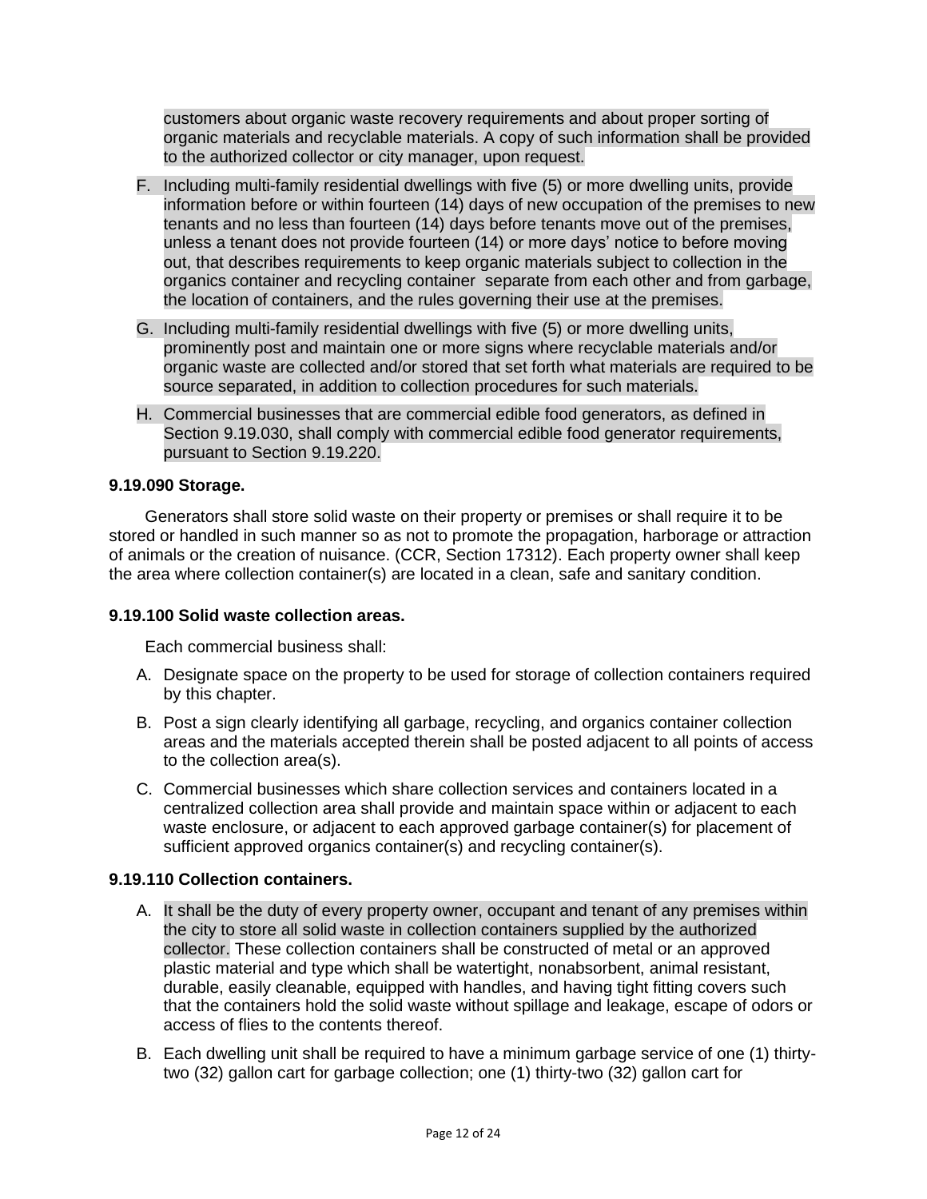customers about organic waste recovery requirements and about proper sorting of organic materials and recyclable materials. A copy of such information shall be provided to the authorized collector or city manager, upon request.

F. Including multi-family residential dwellings with five (5) or more dwelling units, provide information before or within fourteen (14) days of new occupation of the premises to new tenants and no less than fourteen (14) days before tenants move out of the premises, unless a tenant does not provide fourteen (14) or more days' notice to before moving out, that describes requirements to keep organic materials subject to collection in the organics container and recycling container separate from each other and from garbage, the location of containers, and the rules governing their use at the premises.

G. Including multi-family residential dwellings with five (5) or more dwelling units, prominently post and maintain one or more signs where recyclable materials and/or organic waste are collected and/or stored that set forth what materials are required to be source separated, in addition to collection procedures for such materials.

H. Commercial businesses that are commercial edible food generators, as defined in Section 9.19.030, shall comply with commercial edible food generator requirements, pursuant to Section 9.19.220.

**9.19.090 Storage.**

Generators shall store solid waste on their property or premises or shall require it to be stored or handled in such manner so as not to promote the propagation, harborage or attraction of animals or the creation of nuisance. (CCR, Section 17312). Each property owner shall keep the area where collection container(s) are located in a clean, safe and sanitary condition.

**9.19.100 Solid waste collection areas.**

Each commercial business shall:

A. Designate space on the property to be used for storage of collection containers required by this chapter.

B. Post a sign clearly identifying all garbage, recycling, and organics container collection areas and the materials accepted therein shall be posted adjacent to all points of access to the collection area(s).

C. Commercial businesses which share collection services and containers located in a centralized collection area shall provide and maintain space within or adjacent to each waste enclosure, or adjacent to each approved garbage container(s) for placement of sufficient approved organics container(s) and recycling container(s).

**9.19.110 Collection containers.**

A. It shall be the duty of every property owner, occupant and tenant of any premises within the city to store all solid waste in collection containers supplied by the authorized collector. These collection containers shall be constructed of metal or an approved plastic material and type which shall be watertight, nonabsorbent, animal resistant, durable, easily cleanable, equipped with handles, and having tight fitting covers such that the containers hold the solid waste without spillage and leakage, escape of odors or access of flies to the contents thereof.

B. Each dwelling unit shall be required to have a minimum garbage service of one (1) thirty-two (32) gallon cart for garbage collection; one (1) thirty-two (32) gallon cart for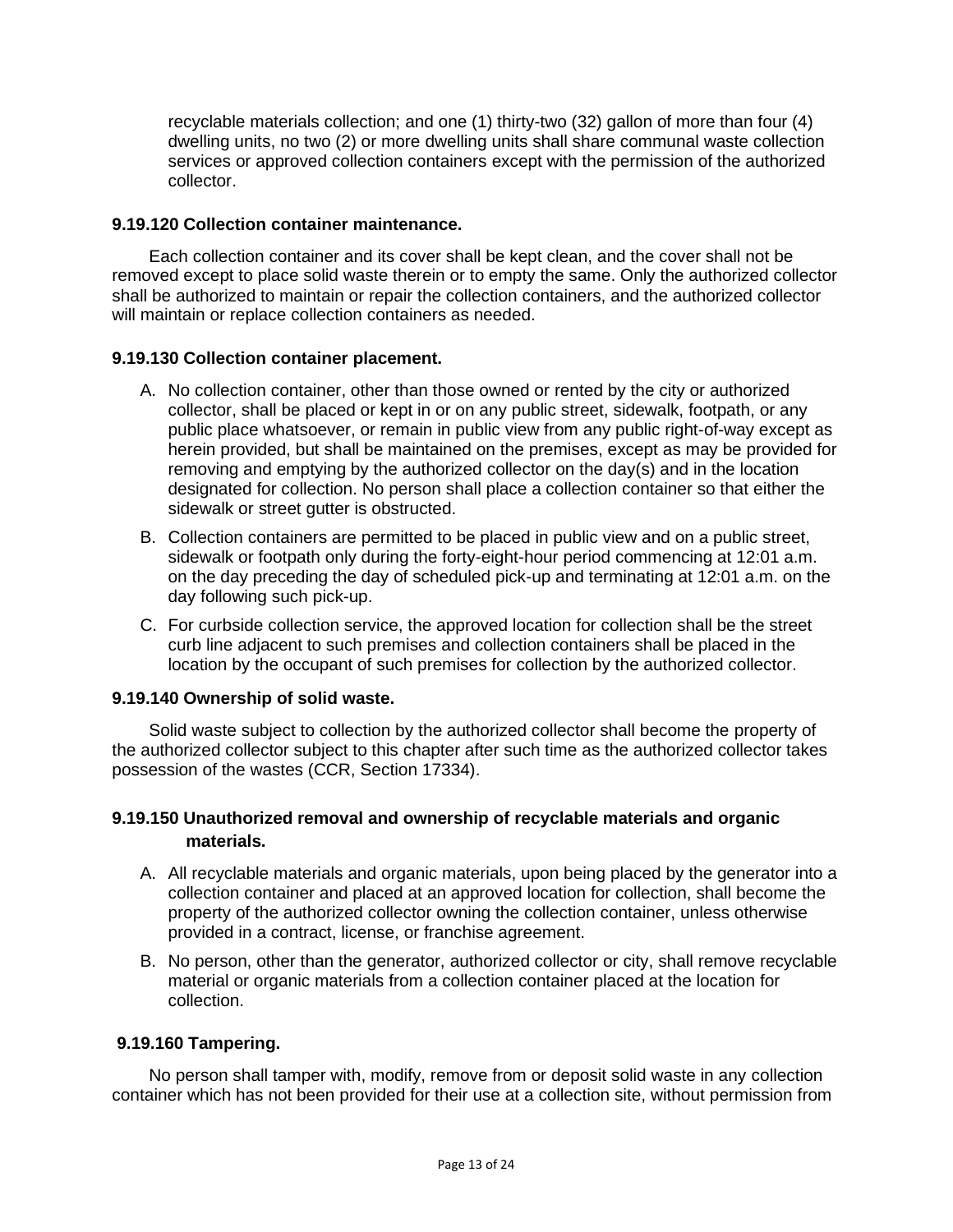recyclable materials collection; and one (1) thirty-two (32) gallon of more than four (4) dwelling units, no two (2) or more dwelling units shall share communal waste collection services or approved collection containers except with the permission of the authorized collector.

**9.19.120 Collection container maintenance.**

Each collection container and its cover shall be kept clean, and the cover shall not be removed except to place solid waste therein or to empty the same. Only the authorized collector shall be authorized to maintain or repair the collection containers, and the authorized collector will maintain or replace collection containers as needed.

**9.19.130 Collection container placement.**

A. No collection container, other than those owned or rented by the city or authorized collector, shall be placed or kept in or on any public street, sidewalk, footpath, or any public place whatsoever, or remain in public view from any public right-of-way except as herein provided, but shall be maintained on the premises, except as may be provided for removing and emptying by the authorized collector on the day(s) and in the location designated for collection. No person shall place a collection container so that either the sidewalk or street gutter is obstructed.

B. Collection containers are permitted to be placed in public view and on a public street, sidewalk or footpath only during the forty-eight-hour period commencing at 12:01 a.m. on the day preceding the day of scheduled pick-up and terminating at 12:01 a.m. on the day following such pick-up.

C. For curbside collection service, the approved location for collection shall be the street curb line adjacent to such premises and collection containers shall be placed in the location by the occupant of such premises for collection by the authorized collector.

**9.19.140 Ownership of solid waste.**

Solid waste subject to collection by the authorized collector shall become the property of the authorized collector subject to this chapter after such time as the authorized collector takes possession of the wastes (CCR, Section 17334).

**9.19.150 Unauthorized removal and ownership of recyclable materials and organic materials.**

A. All recyclable materials and organic materials, upon being placed by the generator into a collection container and placed at an approved location for collection, shall become the property of the authorized collector owning the collection container, unless otherwise provided in a contract, license, or franchise agreement.

B. No person, other than the generator, authorized collector or city, shall remove recyclable material or organic materials from a collection container placed at the location for collection.

**9.19.160 Tampering.**

No person shall tamper with, modify, remove from or deposit solid waste in any collection container which has not been provided for their use at a collection site, without permission from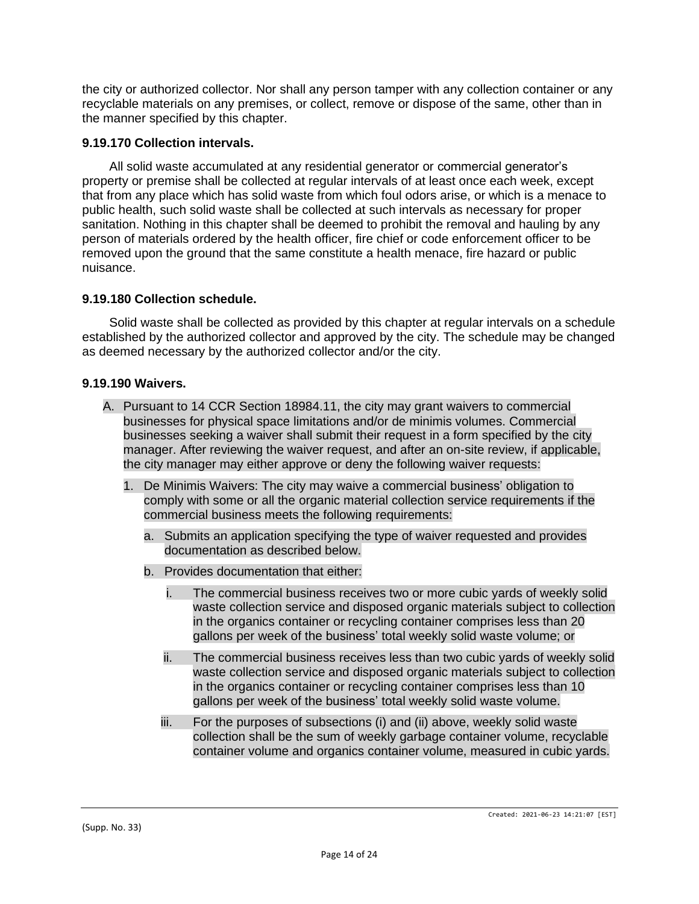the city or authorized collector. Nor shall any person tamper with any collection container or any recyclable materials on any premises, or collect, remove or dispose of the same, other than in the manner specified by this chapter.

### 9.19.170 Collection intervals.

All solid waste accumulated at any residential generator or commercial generator's property or premise shall be collected at regular intervals of at least once each week, except that from any place which has solid waste from which foul odors arise, or which is a menace to public health, such solid waste shall be collected at such intervals as necessary for proper sanitation. Nothing in this chapter shall be deemed to prohibit the removal and hauling by any person of materials ordered by the health officer, fire chief or code enforcement officer to be removed upon the ground that the same constitute a health menace, fire hazard or public nuisance.

### 9.19.180 Collection schedule.

Solid waste shall be collected as provided by this chapter at regular intervals on a schedule established by the authorized collector and approved by the city. The schedule may be changed as deemed necessary by the authorized collector and/or the city.

### 9.19.190 Waivers.

A. Pursuant to 14 CCR Section 18984.11, the city may grant waivers to commercial businesses for physical space limitations and/or de minimis volumes. Commercial businesses seeking a waiver shall submit their request in a form specified by the city manager. After reviewing the waiver request, and after an on-site review, if applicable, the city manager may either approve or deny the following waiver requests:

   1. De Minimis Waivers: The city may waive a commercial business' obligation to comply with some or all the organic material collection service requirements if the commercial business meets the following requirements:

      a. Submits an application specifying the type of waiver requested and provides documentation as described below.

      b. Provides documentation that either:

         i. The commercial business receives two or more cubic yards of weekly solid waste collection service and disposed organic materials subject to collection in the organics container or recycling container comprises less than 20 gallons per week of the business' total weekly solid waste volume; or

         ii. The commercial business receives less than two cubic yards of weekly solid waste collection service and disposed organic materials subject to collection in the organics container or recycling container comprises less than 10 gallons per week of the business' total weekly solid waste volume.

         iii. For the purposes of subsections (i) and (ii) above, weekly solid waste collection shall be the sum of weekly garbage container volume, recyclable container volume and organics container volume, measured in cubic yards.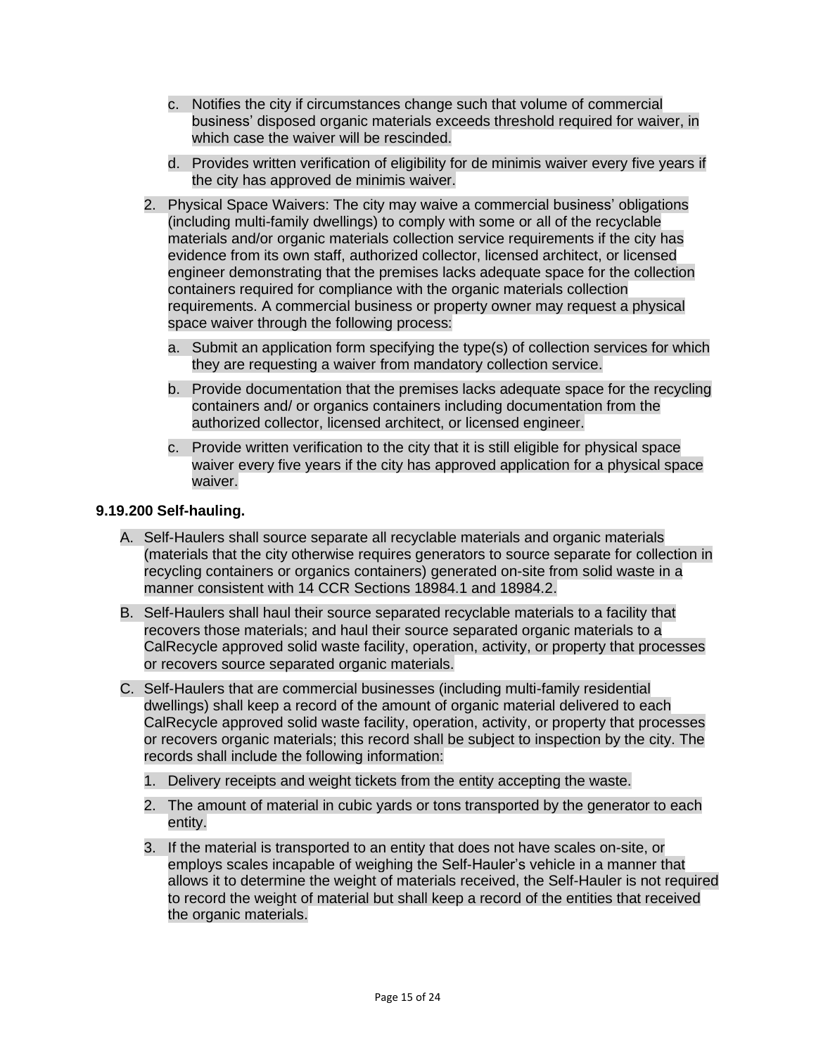c. Notifies the city if circumstances change such that volume of commercial business' disposed organic materials exceeds threshold required for waiver, in which case the waiver will be rescinded.

   d. Provides written verification of eligibility for de minimis waiver every five years if the city has approved de minimis waiver.

2. Physical Space Waivers: The city may waive a commercial business' obligations (including multi-family dwellings) to comply with some or all of the recyclable materials and/or organic materials collection service requirements if the city has evidence from its own staff, authorized collector, licensed architect, or licensed engineer demonstrating that the premises lacks adequate space for the collection containers required for compliance with the organic materials collection requirements. A commercial business or property owner may request a physical space waiver through the following process:

   a. Submit an application form specifying the type(s) of collection services for which they are requesting a waiver from mandatory collection service.

   b. Provide documentation that the premises lacks adequate space for the recycling containers and/ or organics containers including documentation from the authorized collector, licensed architect, or licensed engineer.

   c. Provide written verification to the city that it is still eligible for physical space waiver every five years if the city has approved application for a physical space waiver.

**9.19.200 Self-hauling.**

A. Self-Haulers shall source separate all recyclable materials and organic materials (materials that the city otherwise requires generators to source separate for collection in recycling containers or organics containers) generated on-site from solid waste in a manner consistent with 14 CCR Sections 18984.1 and 18984.2.

B. Self-Haulers shall haul their source separated recyclable materials to a facility that recovers those materials; and haul their source separated organic materials to a CalRecycle approved solid waste facility, operation, activity, or property that processes or recovers source separated organic materials.

C. Self-Haulers that are commercial businesses (including multi-family residential dwellings) shall keep a record of the amount of organic material delivered to each CalRecycle approved solid waste facility, operation, activity, or property that processes or recovers organic materials; this record shall be subject to inspection by the city. The records shall include the following information:

   1. Delivery receipts and weight tickets from the entity accepting the waste.

   2. The amount of material in cubic yards or tons transported by the generator to each entity.

   3. If the material is transported to an entity that does not have scales on-site, or employs scales incapable of weighing the Self-Hauler's vehicle in a manner that allows it to determine the weight of materials received, the Self-Hauler is not required to record the weight of material but shall keep a record of the entities that received the organic materials.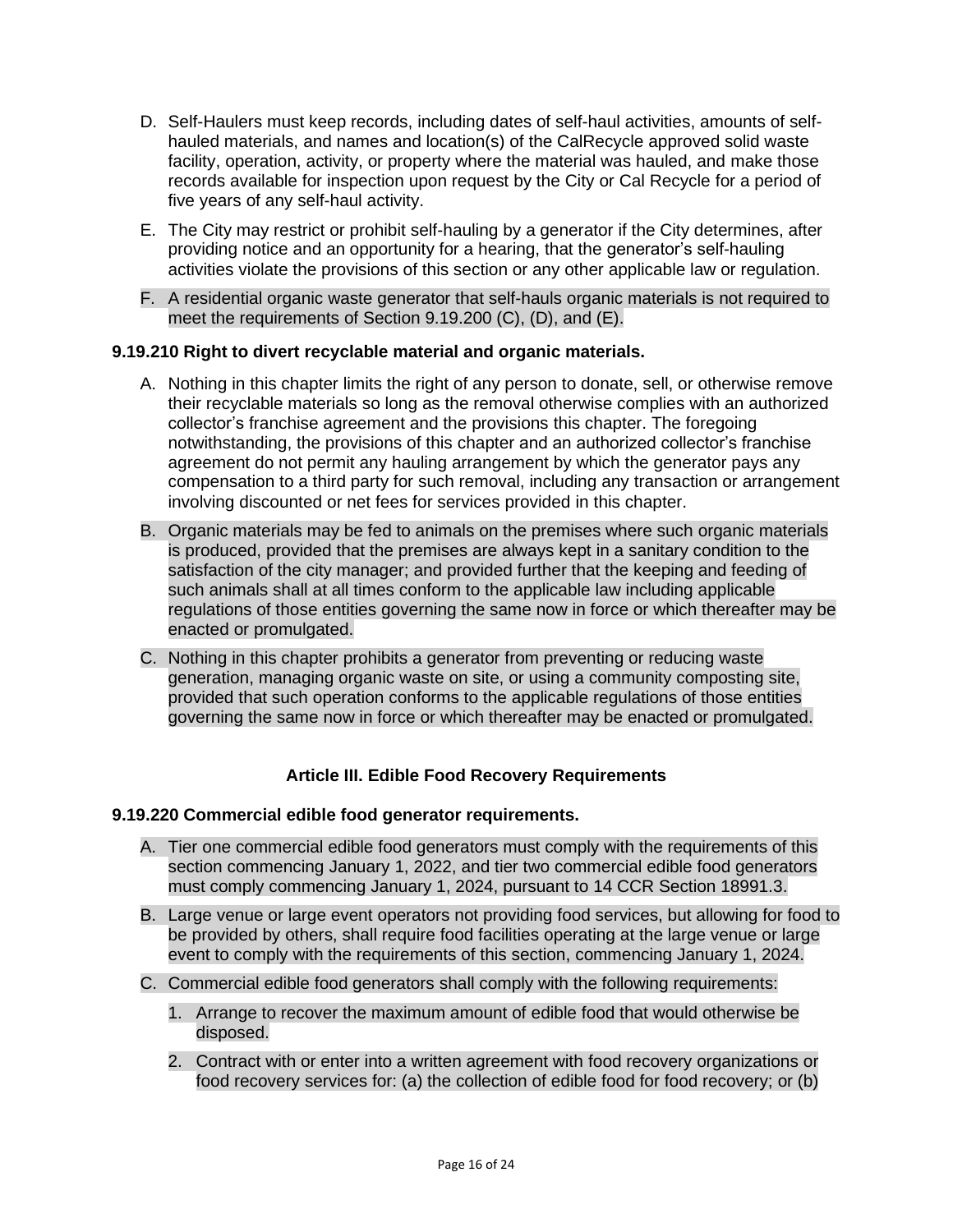D. Self-Haulers must keep records, including dates of self-haul activities, amounts of self-hauled materials, and names and location(s) of the CalRecycle approved solid waste facility, operation, activity, or property where the material was hauled, and make those records available for inspection upon request by the City or Cal Recycle for a period of five years of any self-haul activity.

E. The City may restrict or prohibit self-hauling by a generator if the City determines, after providing notice and an opportunity for a hearing, that the generator's self-hauling activities violate the provisions of this section or any other applicable law or regulation.

F. A residential organic waste generator that self-hauls organic materials is not required to meet the requirements of Section 9.19.200 (C), (D), and (E).

**9.19.210 Right to divert recyclable material and organic materials.**

A. Nothing in this chapter limits the right of any person to donate, sell, or otherwise remove their recyclable materials so long as the removal otherwise complies with an authorized collector's franchise agreement and the provisions this chapter. The foregoing notwithstanding, the provisions of this chapter and an authorized collector's franchise agreement do not permit any hauling arrangement by which the generator pays any compensation to a third party for such removal, including any transaction or arrangement involving discounted or net fees for services provided in this chapter.

B. Organic materials may be fed to animals on the premises where such organic materials is produced, provided that the premises are always kept in a sanitary condition to the satisfaction of the city manager; and provided further that the keeping and feeding of such animals shall at all times conform to the applicable law including applicable regulations of those entities governing the same now in force or which thereafter may be enacted or promulgated.

C. Nothing in this chapter prohibits a generator from preventing or reducing waste generation, managing organic waste on site, or using a community composting site, provided that such operation conforms to the applicable regulations of those entities governing the same now in force or which thereafter may be enacted or promulgated.

## Article III. Edible Food Recovery Requirements

**9.19.220 Commercial edible food generator requirements.**

A. Tier one commercial edible food generators must comply with the requirements of this section commencing January 1, 2022, and tier two commercial edible food generators must comply commencing January 1, 2024, pursuant to 14 CCR Section 18991.3.

B. Large venue or large event operators not providing food services, but allowing for food to be provided by others, shall require food facilities operating at the large venue or large event to comply with the requirements of this section, commencing January 1, 2024.

C. Commercial edible food generators shall comply with the following requirements:

   1. Arrange to recover the maximum amount of edible food that would otherwise be disposed.

   2. Contract with or enter into a written agreement with food recovery organizations or food recovery services for: (a) the collection of edible food for food recovery; or (b)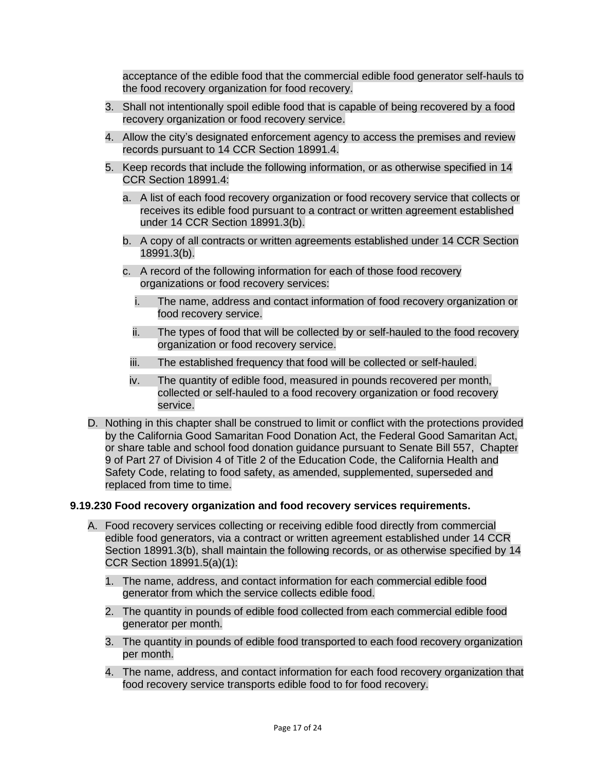acceptance of the edible food that the commercial edible food generator self-hauls to the food recovery organization for food recovery.

3. Shall not intentionally spoil edible food that is capable of being recovered by a food recovery organization or food recovery service.
4. Allow the city's designated enforcement agency to access the premises and review records pursuant to 14 CCR Section 18991.4.
5. Keep records that include the following information, or as otherwise specified in 14 CCR Section 18991.4:
   a. A list of each food recovery organization or food recovery service that collects or receives its edible food pursuant to a contract or written agreement established under 14 CCR Section 18991.3(b).
   b. A copy of all contracts or written agreements established under 14 CCR Section 18991.3(b).
   c. A record of the following information for each of those food recovery organizations or food recovery services:
      i. The name, address and contact information of food recovery organization or food recovery service.
      ii. The types of food that will be collected by or self-hauled to the food recovery organization or food recovery service.
      iii. The established frequency that food will be collected or self-hauled.
      iv. The quantity of edible food, measured in pounds recovered per month, collected or self-hauled to a food recovery organization or food recovery service.

D. Nothing in this chapter shall be construed to limit or conflict with the protections provided by the California Good Samaritan Food Donation Act, the Federal Good Samaritan Act, or share table and school food donation guidance pursuant to Senate Bill 557, Chapter 9 of Part 27 of Division 4 of Title 2 of the Education Code, the California Health and Safety Code, relating to food safety, as amended, supplemented, superseded and replaced from time to time.

**9.19.230 Food recovery organization and food recovery services requirements.**

A. Food recovery services collecting or receiving edible food directly from commercial edible food generators, via a contract or written agreement established under 14 CCR Section 18991.3(b), shall maintain the following records, or as otherwise specified by 14 CCR Section 18991.5(a)(1):
   1. The name, address, and contact information for each commercial edible food generator from which the service collects edible food.
   2. The quantity in pounds of edible food collected from each commercial edible food generator per month.
   3. The quantity in pounds of edible food transported to each food recovery organization per month.
   4. The name, address, and contact information for each food recovery organization that food recovery service transports edible food to for food recovery.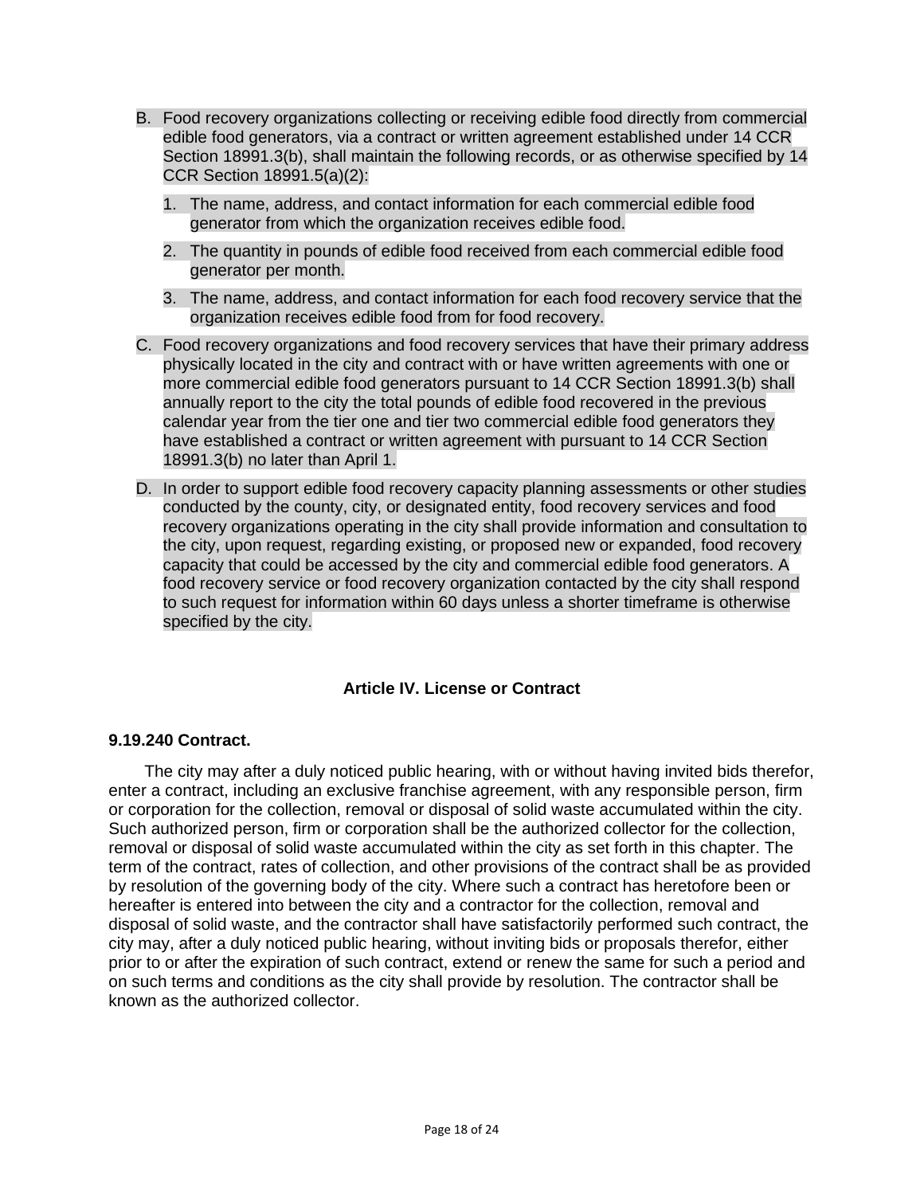B. Food recovery organizations collecting or receiving edible food directly from commercial edible food generators, via a contract or written agreement established under 14 CCR Section 18991.3(b), shall maintain the following records, or as otherwise specified by 14 CCR Section 18991.5(a)(2):

   1. The name, address, and contact information for each commercial edible food generator from which the organization receives edible food.

   2. The quantity in pounds of edible food received from each commercial edible food generator per month.

   3. The name, address, and contact information for each food recovery service that the organization receives edible food from for food recovery.

C. Food recovery organizations and food recovery services that have their primary address physically located in the city and contract with or have written agreements with one or more commercial edible food generators pursuant to 14 CCR Section 18991.3(b) shall annually report to the city the total pounds of edible food recovered in the previous calendar year from the tier one and tier two commercial edible food generators they have established a contract or written agreement with pursuant to 14 CCR Section 18991.3(b) no later than April 1.

D. In order to support edible food recovery capacity planning assessments or other studies conducted by the county, city, or designated entity, food recovery services and food recovery organizations operating in the city shall provide information and consultation to the city, upon request, regarding existing, or proposed new or expanded, food recovery capacity that could be accessed by the city and commercial edible food generators. A food recovery service or food recovery organization contacted by the city shall respond to such request for information within 60 days unless a shorter timeframe is otherwise specified by the city.

## Article IV. License or Contract

### 9.19.240 Contract.

The city may after a duly noticed public hearing, with or without having invited bids therefor, enter a contract, including an exclusive franchise agreement, with any responsible person, firm or corporation for the collection, removal or disposal of solid waste accumulated within the city. Such authorized person, firm or corporation shall be the authorized collector for the collection, removal or disposal of solid waste accumulated within the city as set forth in this chapter. The term of the contract, rates of collection, and other provisions of the contract shall be as provided by resolution of the governing body of the city. Where such a contract has heretofore been or hereafter is entered into between the city and a contractor for the collection, removal and disposal of solid waste, and the contractor shall have satisfactorily performed such contract, the city may, after a duly noticed public hearing, without inviting bids or proposals therefor, either prior to or after the expiration of such contract, extend or renew the same for such a period and on such terms and conditions as the city shall provide by resolution. The contractor shall be known as the authorized collector.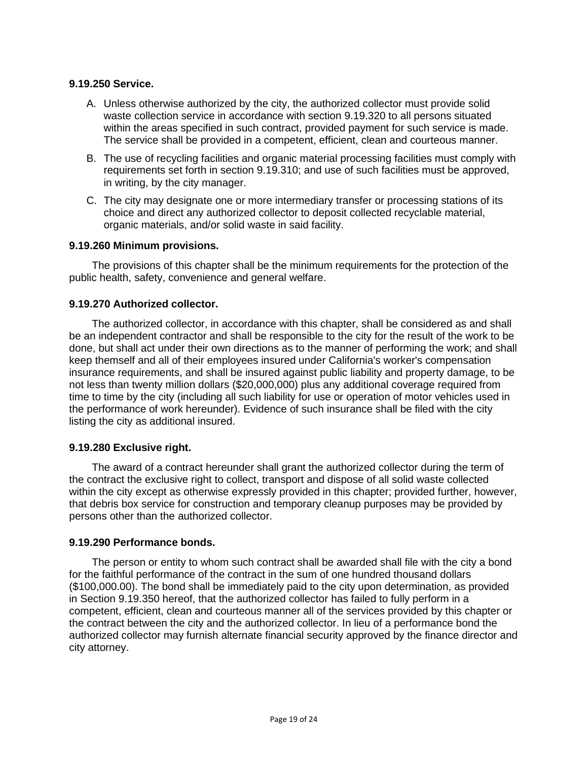**9.19.250 Service.**

A. Unless otherwise authorized by the city, the authorized collector must provide solid waste collection service in accordance with section 9.19.320 to all persons situated within the areas specified in such contract, provided payment for such service is made. The service shall be provided in a competent, efficient, clean and courteous manner.

B. The use of recycling facilities and organic material processing facilities must comply with requirements set forth in section 9.19.310; and use of such facilities must be approved, in writing, by the city manager.

C. The city may designate one or more intermediary transfer or processing stations of its choice and direct any authorized collector to deposit collected recyclable material, organic materials, and/or solid waste in said facility.

**9.19.260 Minimum provisions.**

The provisions of this chapter shall be the minimum requirements for the protection of the public health, safety, convenience and general welfare.

**9.19.270 Authorized collector.**

The authorized collector, in accordance with this chapter, shall be considered as and shall be an independent contractor and shall be responsible to the city for the result of the work to be done, but shall act under their own directions as to the manner of performing the work; and shall keep themself and all of their employees insured under California's worker's compensation insurance requirements, and shall be insured against public liability and property damage, to be not less than twenty million dollars ($20,000,000) plus any additional coverage required from time to time by the city (including all such liability for use or operation of motor vehicles used in the performance of work hereunder). Evidence of such insurance shall be filed with the city listing the city as additional insured.

**9.19.280 Exclusive right.**

The award of a contract hereunder shall grant the authorized collector during the term of the contract the exclusive right to collect, transport and dispose of all solid waste collected within the city except as otherwise expressly provided in this chapter; provided further, however, that debris box service for construction and temporary cleanup purposes may be provided by persons other than the authorized collector.

**9.19.290 Performance bonds.**

The person or entity to whom such contract shall be awarded shall file with the city a bond for the faithful performance of the contract in the sum of one hundred thousand dollars ($100,000.00). The bond shall be immediately paid to the city upon determination, as provided in Section 9.19.350 hereof, that the authorized collector has failed to fully perform in a competent, efficient, clean and courteous manner all of the services provided by this chapter or the contract between the city and the authorized collector. In lieu of a performance bond the authorized collector may furnish alternate financial security approved by the finance director and city attorney.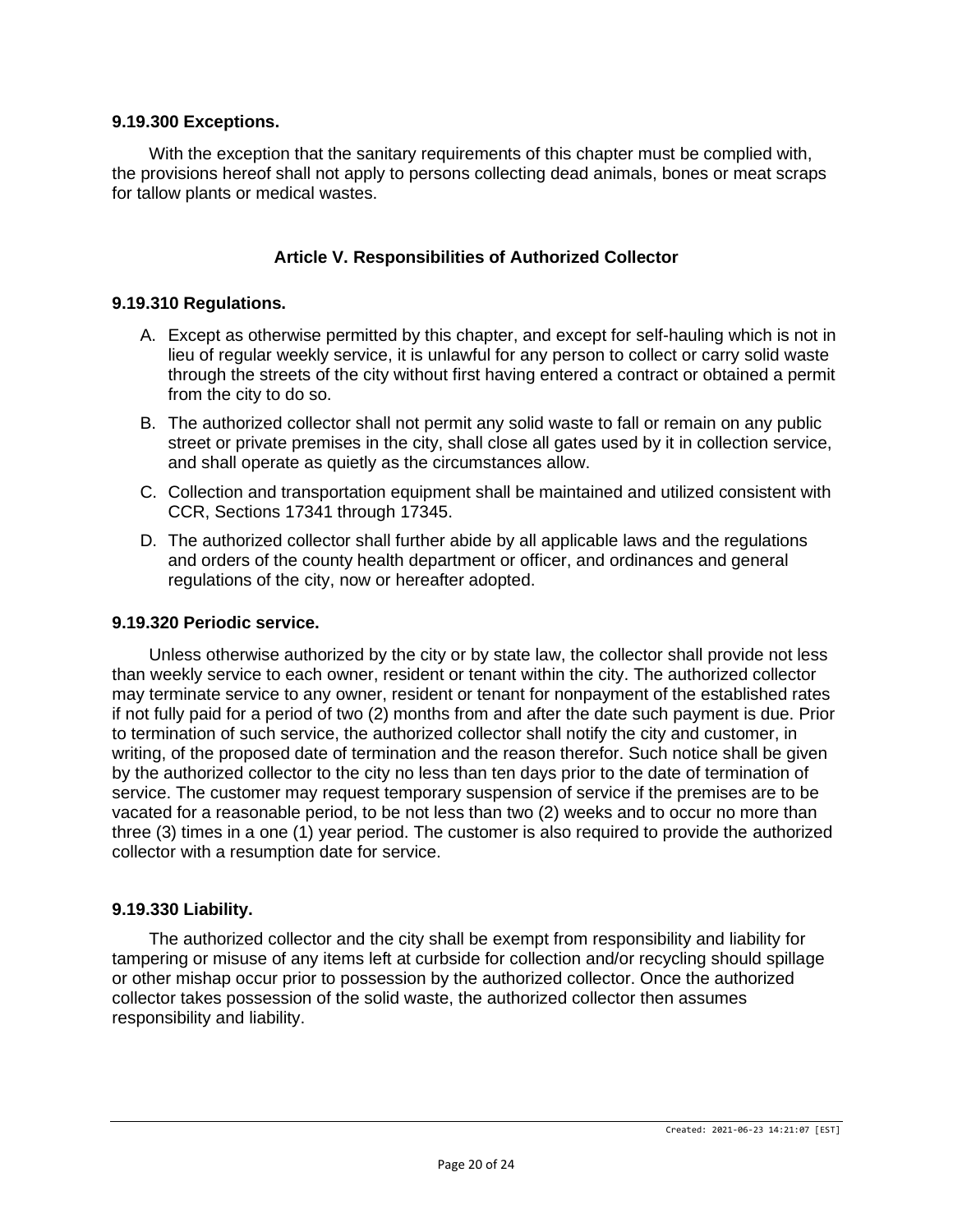### 9.19.300 Exceptions.

With the exception that the sanitary requirements of this chapter must be complied with, the provisions hereof shall not apply to persons collecting dead animals, bones or meat scraps for tallow plants or medical wastes.

## Article V. Responsibilities of Authorized Collector

### 9.19.310 Regulations.

A. Except as otherwise permitted by this chapter, and except for self-hauling which is not in lieu of regular weekly service, it is unlawful for any person to collect or carry solid waste through the streets of the city without first having entered a contract or obtained a permit from the city to do so.

B. The authorized collector shall not permit any solid waste to fall or remain on any public street or private premises in the city, shall close all gates used by it in collection service, and shall operate as quietly as the circumstances allow.

C. Collection and transportation equipment shall be maintained and utilized consistent with CCR, Sections 17341 through 17345.

D. The authorized collector shall further abide by all applicable laws and the regulations and orders of the county health department or officer, and ordinances and general regulations of the city, now or hereafter adopted.

### 9.19.320 Periodic service.

Unless otherwise authorized by the city or by state law, the collector shall provide not less than weekly service to each owner, resident or tenant within the city. The authorized collector may terminate service to any owner, resident or tenant for nonpayment of the established rates if not fully paid for a period of two (2) months from and after the date such payment is due. Prior to termination of such service, the authorized collector shall notify the city and customer, in writing, of the proposed date of termination and the reason therefor. Such notice shall be given by the authorized collector to the city no less than ten days prior to the date of termination of service. The customer may request temporary suspension of service if the premises are to be vacated for a reasonable period, to be not less than two (2) weeks and to occur no more than three (3) times in a one (1) year period. The customer is also required to provide the authorized collector with a resumption date for service.

### 9.19.330 Liability.

The authorized collector and the city shall be exempt from responsibility and liability for tampering or misuse of any items left at curbside for collection and/or recycling should spillage or other mishap occur prior to possession by the authorized collector. Once the authorized collector takes possession of the solid waste, the authorized collector then assumes responsibility and liability.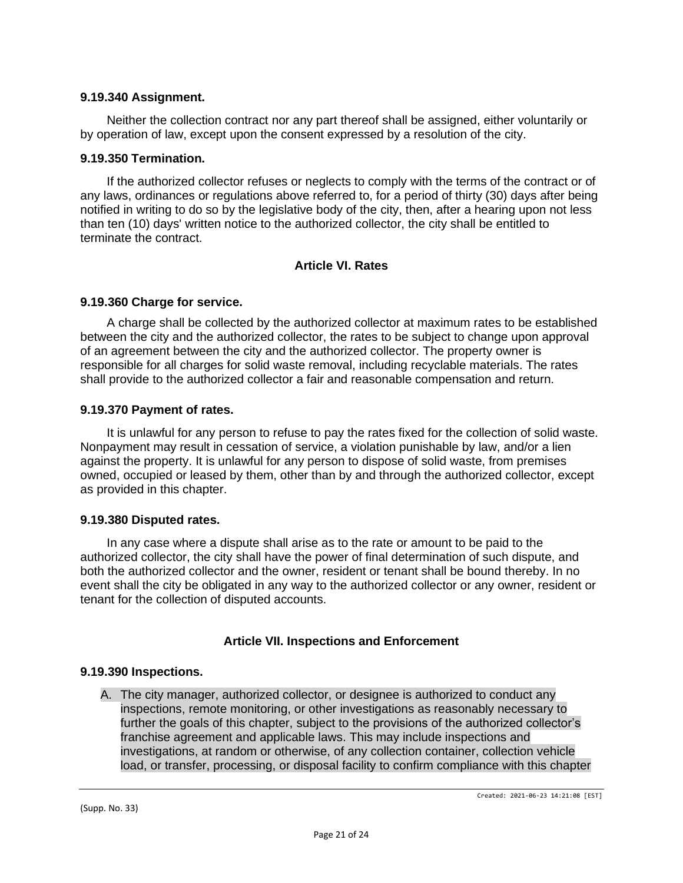**9.19.340 Assignment.**

Neither the collection contract nor any part thereof shall be assigned, either voluntarily or by operation of law, except upon the consent expressed by a resolution of the city.

**9.19.350 Termination.**

If the authorized collector refuses or neglects to comply with the terms of the contract or of any laws, ordinances or regulations above referred to, for a period of thirty (30) days after being notified in writing to do so by the legislative body of the city, then, after a hearing upon not less than ten (10) days' written notice to the authorized collector, the city shall be entitled to terminate the contract.

## Article VI. Rates

**9.19.360 Charge for service.**

A charge shall be collected by the authorized collector at maximum rates to be established between the city and the authorized collector, the rates to be subject to change upon approval of an agreement between the city and the authorized collector. The property owner is responsible for all charges for solid waste removal, including recyclable materials. The rates shall provide to the authorized collector a fair and reasonable compensation and return.

**9.19.370 Payment of rates.**

It is unlawful for any person to refuse to pay the rates fixed for the collection of solid waste. Nonpayment may result in cessation of service, a violation punishable by law, and/or a lien against the property. It is unlawful for any person to dispose of solid waste, from premises owned, occupied or leased by them, other than by and through the authorized collector, except as provided in this chapter.

**9.19.380 Disputed rates.**

In any case where a dispute shall arise as to the rate or amount to be paid to the authorized collector, the city shall have the power of final determination of such dispute, and both the authorized collector and the owner, resident or tenant shall be bound thereby. In no event shall the city be obligated in any way to the authorized collector or any owner, resident or tenant for the collection of disputed accounts.

## Article VII. Inspections and Enforcement

**9.19.390 Inspections.**

A. The city manager, authorized collector, or designee is authorized to conduct any inspections, remote monitoring, or other investigations as reasonably necessary to further the goals of this chapter, subject to the provisions of the authorized collector's franchise agreement and applicable laws. This may include inspections and investigations, at random or otherwise, of any collection container, collection vehicle load, or transfer, processing, or disposal facility to confirm compliance with this chapter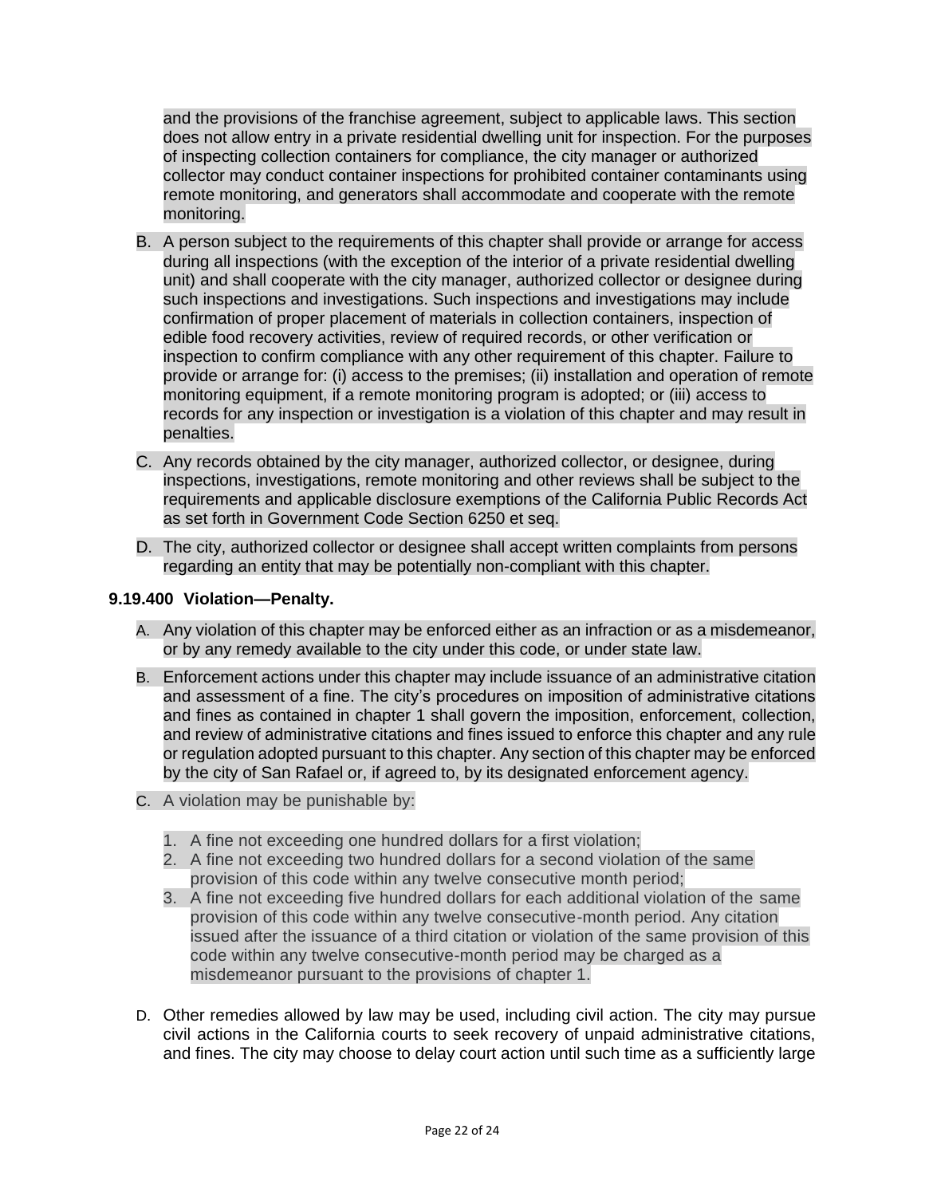and the provisions of the franchise agreement, subject to applicable laws. This section does not allow entry in a private residential dwelling unit for inspection. For the purposes of inspecting collection containers for compliance, the city manager or authorized collector may conduct container inspections for prohibited container contaminants using remote monitoring, and generators shall accommodate and cooperate with the remote monitoring.

B. A person subject to the requirements of this chapter shall provide or arrange for access during all inspections (with the exception of the interior of a private residential dwelling unit) and shall cooperate with the city manager, authorized collector or designee during such inspections and investigations. Such inspections and investigations may include confirmation of proper placement of materials in collection containers, inspection of edible food recovery activities, review of required records, or other verification or inspection to confirm compliance with any other requirement of this chapter. Failure to provide or arrange for: (i) access to the premises; (ii) installation and operation of remote monitoring equipment, if a remote monitoring program is adopted; or (iii) access to records for any inspection or investigation is a violation of this chapter and may result in penalties.

C. Any records obtained by the city manager, authorized collector, or designee, during inspections, investigations, remote monitoring and other reviews shall be subject to the requirements and applicable disclosure exemptions of the California Public Records Act as set forth in Government Code Section 6250 et seq.

D. The city, authorized collector or designee shall accept written complaints from persons regarding an entity that may be potentially non-compliant with this chapter.

**9.19.400 Violation—Penalty.**

A. Any violation of this chapter may be enforced either as an infraction or as a misdemeanor, or by any remedy available to the city under this code, or under state law.

B. Enforcement actions under this chapter may include issuance of an administrative citation and assessment of a fine. The city's procedures on imposition of administrative citations and fines as contained in chapter 1 shall govern the imposition, enforcement, collection, and review of administrative citations and fines issued to enforce this chapter and any rule or regulation adopted pursuant to this chapter. Any section of this chapter may be enforced by the city of San Rafael or, if agreed to, by its designated enforcement agency.

C. A violation may be punishable by:

1. A fine not exceeding one hundred dollars for a first violation;
2. A fine not exceeding two hundred dollars for a second violation of the same provision of this code within any twelve consecutive month period;
3. A fine not exceeding five hundred dollars for each additional violation of the same provision of this code within any twelve consecutive-month period. Any citation issued after the issuance of a third citation or violation of the same provision of this code within any twelve consecutive-month period may be charged as a misdemeanor pursuant to the provisions of chapter 1.

D. Other remedies allowed by law may be used, including civil action. The city may pursue civil actions in the California courts to seek recovery of unpaid administrative citations, and fines. The city may choose to delay court action until such time as a sufficiently large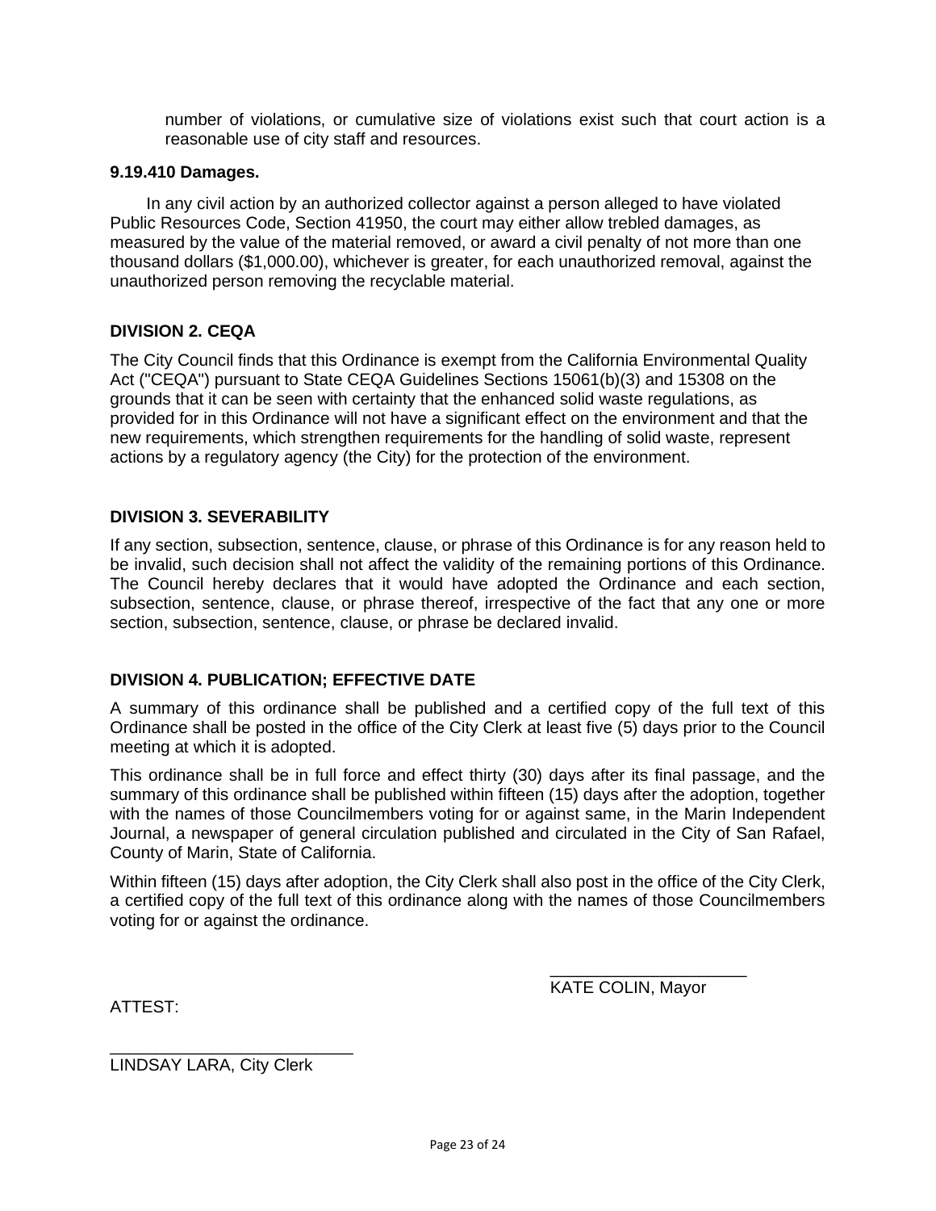number of violations, or cumulative size of violations exist such that court action is a reasonable use of city staff and resources.

**9.19.410 Damages.**

In any civil action by an authorized collector against a person alleged to have violated Public Resources Code, Section 41950, the court may either allow trebled damages, as measured by the value of the material removed, or award a civil penalty of not more than one thousand dollars ($1,000.00), whichever is greater, for each unauthorized removal, against the unauthorized person removing the recyclable material.

**DIVISION 2. CEQA**

The City Council finds that this Ordinance is exempt from the California Environmental Quality Act ("CEQA") pursuant to State CEQA Guidelines Sections 15061(b)(3) and 15308 on the grounds that it can be seen with certainty that the enhanced solid waste regulations, as provided for in this Ordinance will not have a significant effect on the environment and that the new requirements, which strengthen requirements for the handling of solid waste, represent actions by a regulatory agency (the City) for the protection of the environment.

**DIVISION 3. SEVERABILITY**

If any section, subsection, sentence, clause, or phrase of this Ordinance is for any reason held to be invalid, such decision shall not affect the validity of the remaining portions of this Ordinance. The Council hereby declares that it would have adopted the Ordinance and each section, subsection, sentence, clause, or phrase thereof, irrespective of the fact that any one or more section, subsection, sentence, clause, or phrase be declared invalid.

**DIVISION 4. PUBLICATION; EFFECTIVE DATE**

A summary of this ordinance shall be published and a certified copy of the full text of this Ordinance shall be posted in the office of the City Clerk at least five (5) days prior to the Council meeting at which it is adopted.

This ordinance shall be in full force and effect thirty (30) days after its final passage, and the summary of this ordinance shall be published within fifteen (15) days after the adoption, together with the names of those Councilmembers voting for or against same, in the Marin Independent Journal, a newspaper of general circulation published and circulated in the City of San Rafael, County of Marin, State of California.

Within fifteen (15) days after adoption, the City Clerk shall also post in the office of the City Clerk, a certified copy of the full text of this ordinance along with the names of those Councilmembers voting for or against the ordinance.

____________________
KATE COLIN, Mayor

ATTEST:

__________________________
LINDSAY LARA, City Clerk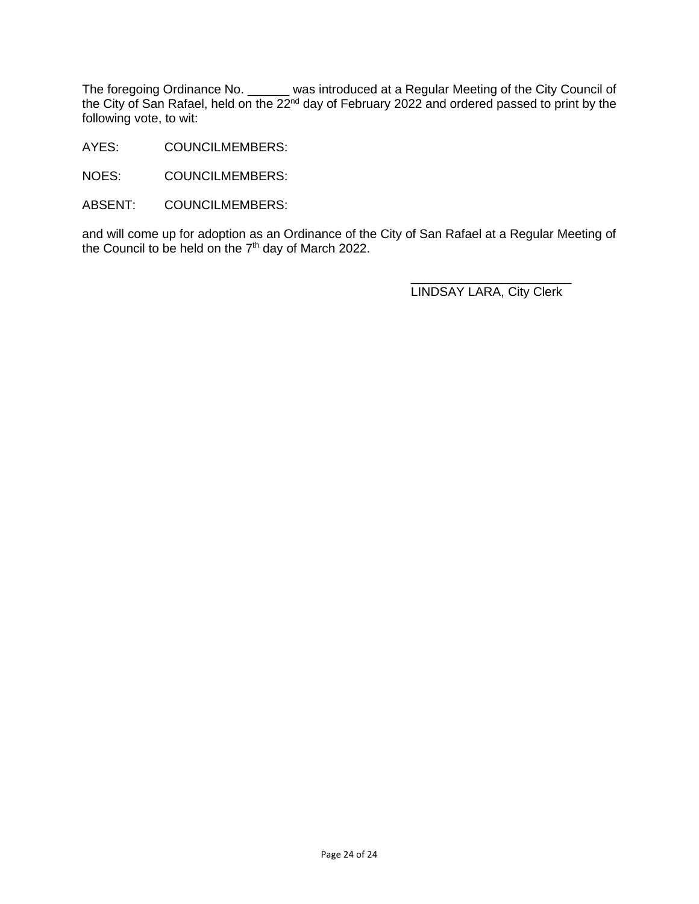The foregoing Ordinance No. ______ was introduced at a Regular Meeting of the City Council of the City of San Rafael, held on the 22nd day of February 2022 and ordered passed to print by the following vote, to wit:

AYES: COUNCILMEMBERS:

NOES: COUNCILMEMBERS:

ABSENT: COUNCILMEMBERS:

and will come up for adoption as an Ordinance of the City of San Rafael at a Regular Meeting of the Council to be held on the 7th day of March 2022.

_______________________

LINDSAY LARA, City Clerk